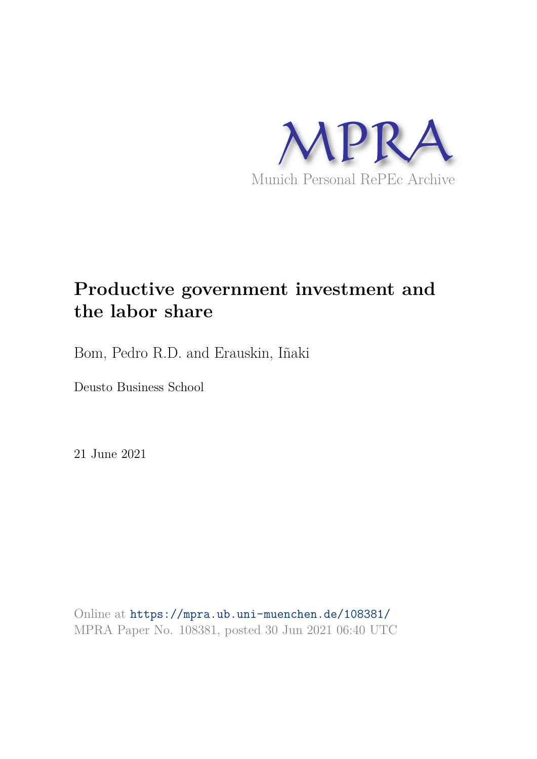MPRA

Munich Personal RePEc Archive

# Productive government investment and the labor share

Bom, Pedro R.D. and Erauskin, Iñaki

Deusto Business School

21 June 2021

Online at https://mpra.ub.uni-muenchen.de/108381/
MPRA Paper No. 108381, posted 30 Jun 2021 06:40 UTC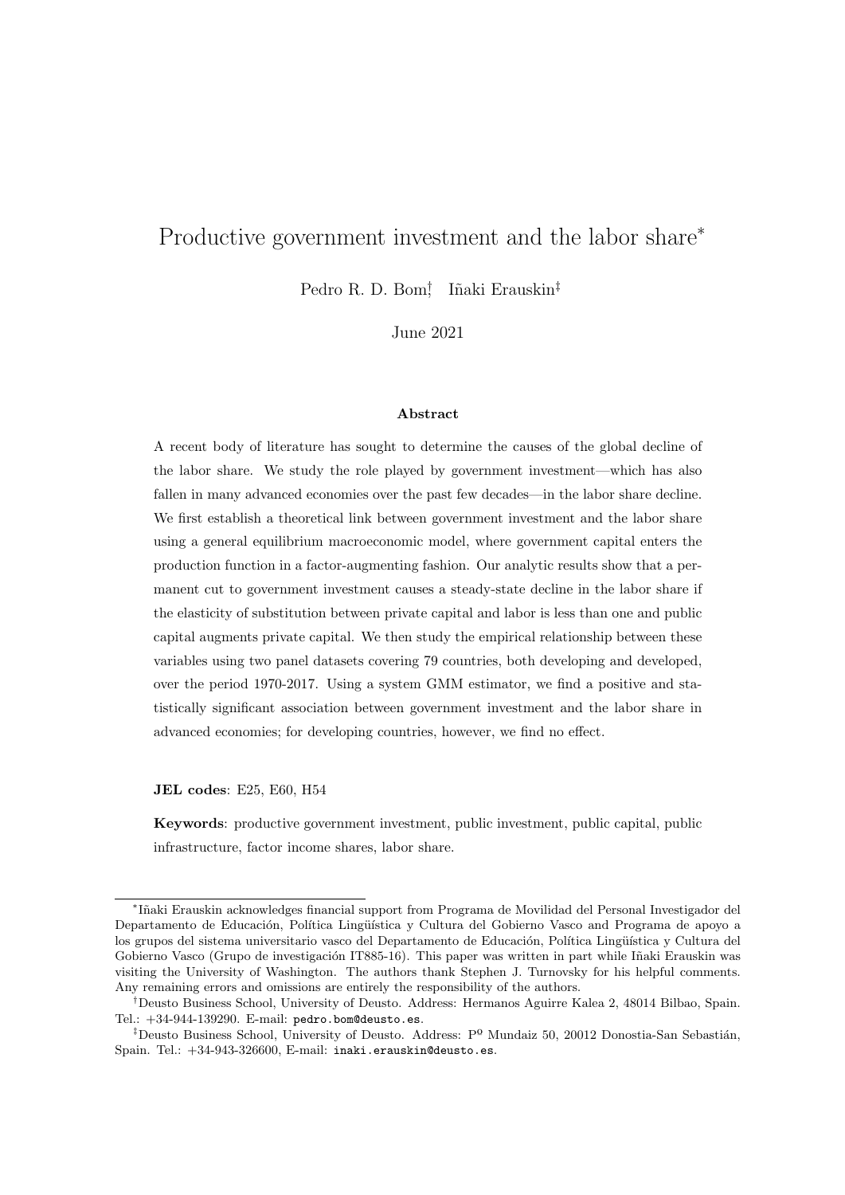# Productive government investment and the labor share*

Pedro R. D. Bom[†] Iñaki Erauskin[‡]

June 2021

### Abstract

A recent body of literature has sought to determine the causes of the global decline of the labor share. We study the role played by government investment—which has also fallen in many advanced economies over the past few decades—in the labor share decline. We first establish a theoretical link between government investment and the labor share using a general equilibrium macroeconomic model, where government capital enters the production function in a factor-augmenting fashion. Our analytic results show that a permanent cut to government investment causes a steady-state decline in the labor share if the elasticity of substitution between private capital and labor is less than one and public capital augments private capital. We then study the empirical relationship between these variables using two panel datasets covering 79 countries, both developing and developed, over the period 1970-2017. Using a system GMM estimator, we find a positive and statistically significant association between government investment and the labor share in advanced economies; for developing countries, however, we find no effect.

**JEL codes**: E25, E60, H54

**Keywords**: productive government investment, public investment, public capital, public infrastructure, factor income shares, labor share.

---

*Iñaki Erauskin acknowledges financial support from Programa de Movilidad del Personal Investigador del Departamento de Educación, Política Lingüística y Cultura del Gobierno Vasco and Programa de apoyo a los grupos del sistema universitario vasco del Departamento de Educación, Política Lingüística y Cultura del Gobierno Vasco (Grupo de investigación IT885-16). This paper was written in part while Iñaki Erauskin was visiting the University of Washington. The authors thank Stephen J. Turnovsky for his helpful comments. Any remaining errors and omissions are entirely the responsibility of the authors.

[†]Deusto Business School, University of Deusto. Address: Hermanos Aguirre Kalea 2, 48014 Bilbao, Spain. Tel.: +34-944-139290. E-mail: pedro.bom@deusto.es.

[‡]Deusto Business School, University of Deusto. Address: Pº Mundaiz 50, 20012 Donostia-San Sebastián, Spain. Tel.: +34-943-326600, E-mail: inaki.erauskin@deusto.es.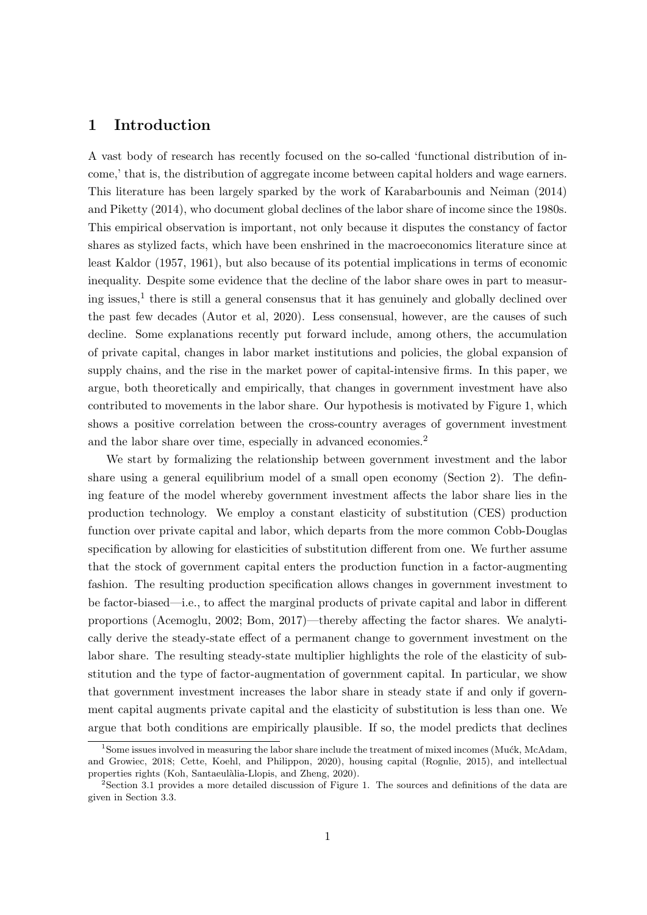# 1 Introduction

A vast body of research has recently focused on the so-called 'functional distribution of income,' that is, the distribution of aggregate income between capital holders and wage earners. This literature has been largely sparked by the work of Karabarbounis and Neiman (2014) and Piketty (2014), who document global declines of the labor share of income since the 1980s. This empirical observation is important, not only because it disputes the constancy of factor shares as stylized facts, which have been enshrined in the macroeconomics literature since at least Kaldor (1957, 1961), but also because of its potential implications in terms of economic inequality. Despite some evidence that the decline of the labor share owes in part to measuring issues,[1] there is still a general consensus that it has genuinely and globally declined over the past few decades (Autor et al, 2020). Less consensual, however, are the causes of such decline. Some explanations recently put forward include, among others, the accumulation of private capital, changes in labor market institutions and policies, the global expansion of supply chains, and the rise in the market power of capital-intensive firms. In this paper, we argue, both theoretically and empirically, that changes in government investment have also contributed to movements in the labor share. Our hypothesis is motivated by Figure 1, which shows a positive correlation between the cross-country averages of government investment and the labor share over time, especially in advanced economies.[2]

We start by formalizing the relationship between government investment and the labor share using a general equilibrium model of a small open economy (Section 2). The defining feature of the model whereby government investment affects the labor share lies in the production technology. We employ a constant elasticity of substitution (CES) production function over private capital and labor, which departs from the more common Cobb-Douglas specification by allowing for elasticities of substitution different from one. We further assume that the stock of government capital enters the production function in a factor-augmenting fashion. The resulting production specification allows changes in government investment to be factor-biased—i.e., to affect the marginal products of private capital and labor in different proportions (Acemoglu, 2002; Bom, 2017)—thereby affecting the factor shares. We analytically derive the steady-state effect of a permanent change to government investment on the labor share. The resulting steady-state multiplier highlights the role of the elasticity of substitution and the type of factor-augmentation of government capital. In particular, we show that government investment increases the labor share in steady state if and only if government capital augments private capital and the elasticity of substitution is less than one. We argue that both conditions are empirically plausible. If so, the model predicts that declines

[1] Some issues involved in measuring the labor share include the treatment of mixed incomes (Mućk, McAdam, and Growiec, 2018; Cette, Koehl, and Philippon, 2020), housing capital (Rognlie, 2015), and intellectual properties rights (Koh, Santaeulàlia-Llopis, and Zheng, 2020).

[2] Section 3.1 provides a more detailed discussion of Figure 1. The sources and definitions of the data are given in Section 3.3.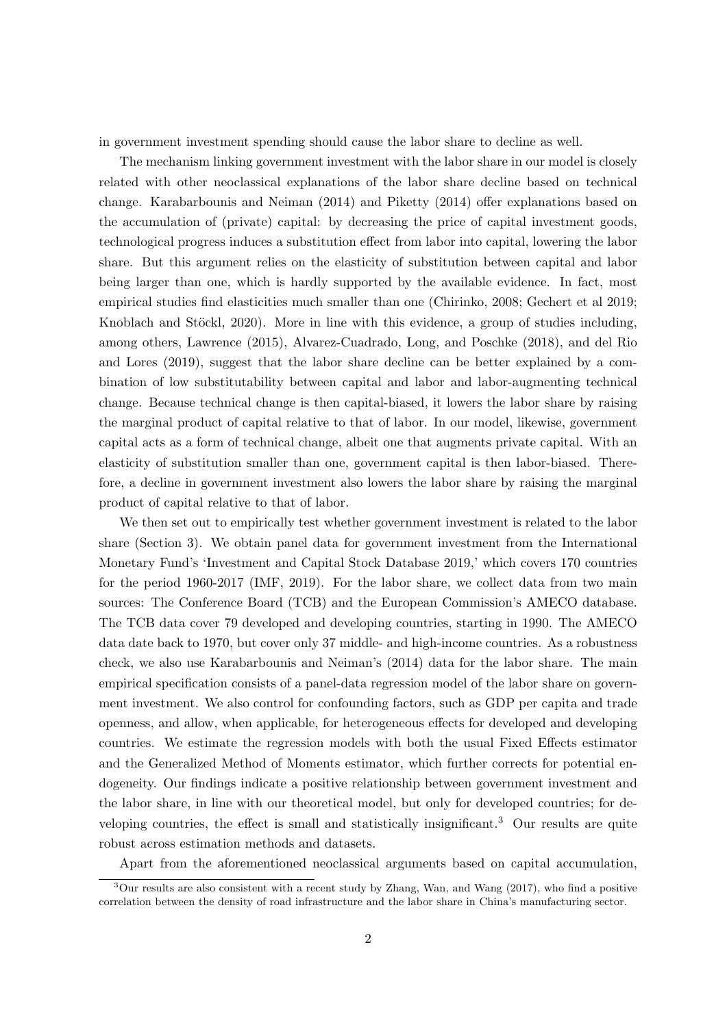in government investment spending should cause the labor share to decline as well.

The mechanism linking government investment with the labor share in our model is closely related with other neoclassical explanations of the labor share decline based on technical change. Karabarbounis and Neiman (2014) and Piketty (2014) offer explanations based on the accumulation of (private) capital: by decreasing the price of capital investment goods, technological progress induces a substitution effect from labor into capital, lowering the labor share. But this argument relies on the elasticity of substitution between capital and labor being larger than one, which is hardly supported by the available evidence. In fact, most empirical studies find elasticities much smaller than one (Chirinko, 2008; Gechert et al 2019; Knoblach and Stöckl, 2020). More in line with this evidence, a group of studies including, among others, Lawrence (2015), Alvarez-Cuadrado, Long, and Poschke (2018), and del Rio and Lores (2019), suggest that the labor share decline can be better explained by a combination of low substitutability between capital and labor and labor-augmenting technical change. Because technical change is then capital-biased, it lowers the labor share by raising the marginal product of capital relative to that of labor. In our model, likewise, government capital acts as a form of technical change, albeit one that augments private capital. With an elasticity of substitution smaller than one, government capital is then labor-biased. Therefore, a decline in government investment also lowers the labor share by raising the marginal product of capital relative to that of labor.

We then set out to empirically test whether government investment is related to the labor share (Section 3). We obtain panel data for government investment from the International Monetary Fund's 'Investment and Capital Stock Database 2019,' which covers 170 countries for the period 1960-2017 (IMF, 2019). For the labor share, we collect data from two main sources: The Conference Board (TCB) and the European Commission's AMECO database. The TCB data cover 79 developed and developing countries, starting in 1990. The AMECO data date back to 1970, but cover only 37 middle- and high-income countries. As a robustness check, we also use Karabarbounis and Neiman's (2014) data for the labor share. The main empirical specification consists of a panel-data regression model of the labor share on government investment. We also control for confounding factors, such as GDP per capita and trade openness, and allow, when applicable, for heterogeneous effects for developed and developing countries. We estimate the regression models with both the usual Fixed Effects estimator and the Generalized Method of Moments estimator, which further corrects for potential endogeneity. Our findings indicate a positive relationship between government investment and the labor share, in line with our theoretical model, but only for developed countries; for developing countries, the effect is small and statistically insignificant.[3] Our results are quite robust across estimation methods and datasets.

Apart from the aforementioned neoclassical arguments based on capital accumulation,

[3] Our results are also consistent with a recent study by Zhang, Wan, and Wang (2017), who find a positive correlation between the density of road infrastructure and the labor share in China's manufacturing sector.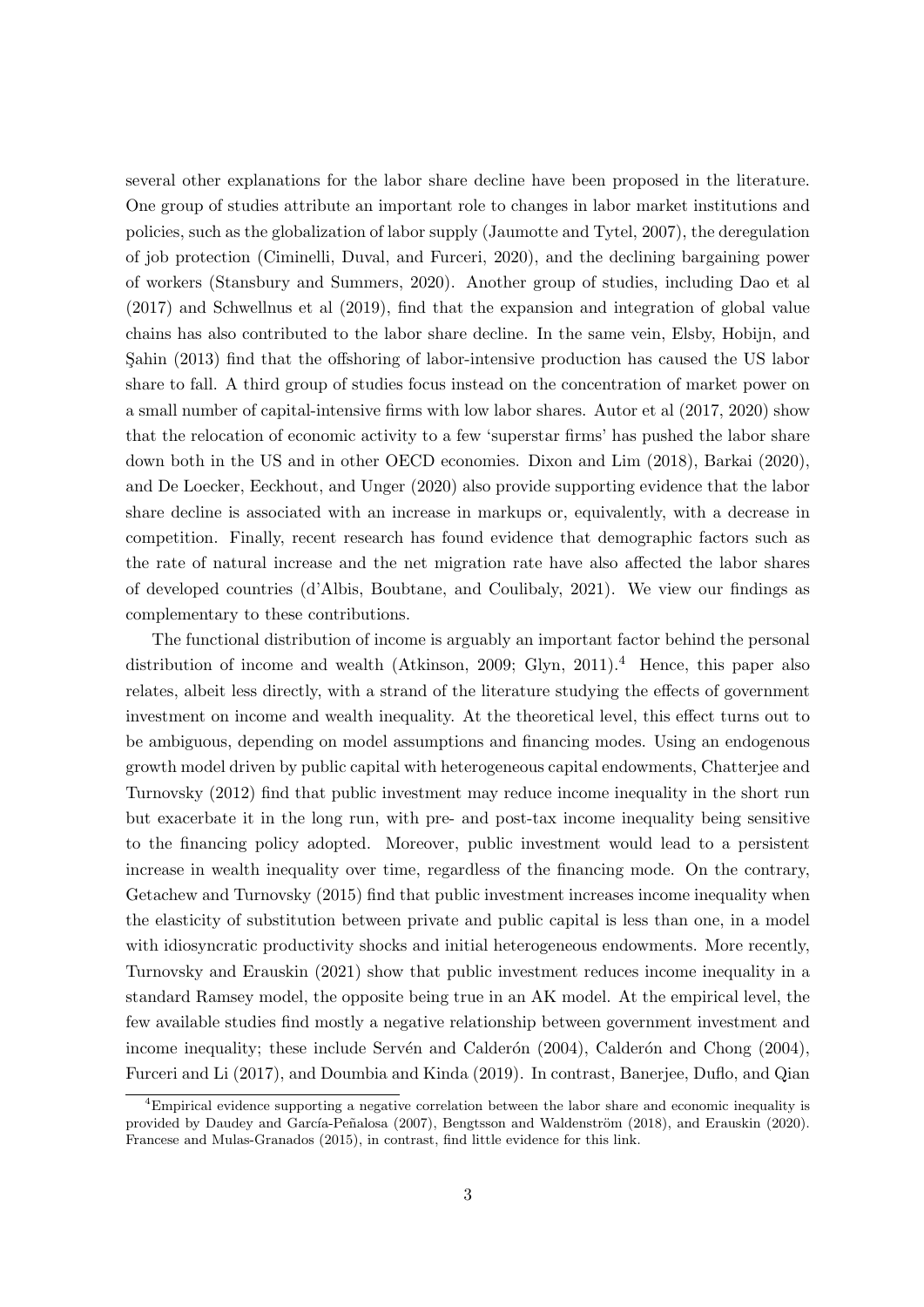several other explanations for the labor share decline have been proposed in the literature. One group of studies attribute an important role to changes in labor market institutions and policies, such as the globalization of labor supply (Jaumotte and Tytel, 2007), the deregulation of job protection (Ciminelli, Duval, and Furceri, 2020), and the declining bargaining power of workers (Stansbury and Summers, 2020). Another group of studies, including Dao et al (2017) and Schwellnus et al (2019), find that the expansion and integration of global value chains has also contributed to the labor share decline. In the same vein, Elsby, Hobijn, and Şahin (2013) find that the offshoring of labor-intensive production has caused the US labor share to fall. A third group of studies focus instead on the concentration of market power on a small number of capital-intensive firms with low labor shares. Autor et al (2017, 2020) show that the relocation of economic activity to a few 'superstar firms' has pushed the labor share down both in the US and in other OECD economies. Dixon and Lim (2018), Barkai (2020), and De Loecker, Eeckhout, and Unger (2020) also provide supporting evidence that the labor share decline is associated with an increase in markups or, equivalently, with a decrease in competition. Finally, recent research has found evidence that demographic factors such as the rate of natural increase and the net migration rate have also affected the labor shares of developed countries (d'Albis, Boubtane, and Coulibaly, 2021). We view our findings as complementary to these contributions.

The functional distribution of income is arguably an important factor behind the personal distribution of income and wealth (Atkinson, 2009; Glyn, 2011).[4] Hence, this paper also relates, albeit less directly, with a strand of the literature studying the effects of government investment on income and wealth inequality. At the theoretical level, this effect turns out to be ambiguous, depending on model assumptions and financing modes. Using an endogenous growth model driven by public capital with heterogeneous capital endowments, Chatterjee and Turnovsky (2012) find that public investment may reduce income inequality in the short run but exacerbate it in the long run, with pre- and post-tax income inequality being sensitive to the financing policy adopted. Moreover, public investment would lead to a persistent increase in wealth inequality over time, regardless of the financing mode. On the contrary, Getachew and Turnovsky (2015) find that public investment increases income inequality when the elasticity of substitution between private and public capital is less than one, in a model with idiosyncratic productivity shocks and initial heterogeneous endowments. More recently, Turnovsky and Erauskin (2021) show that public investment reduces income inequality in a standard Ramsey model, the opposite being true in an AK model. At the empirical level, the few available studies find mostly a negative relationship between government investment and income inequality; these include Servén and Calderón (2004), Calderón and Chong (2004), Furceri and Li (2017), and Doumbia and Kinda (2019). In contrast, Banerjee, Duflo, and Qian

[4] Empirical evidence supporting a negative correlation between the labor share and economic inequality is provided by Daudey and García-Peñalosa (2007), Bengtsson and Waldenström (2018), and Erauskin (2020). Francese and Mulas-Granados (2015), in contrast, find little evidence for this link.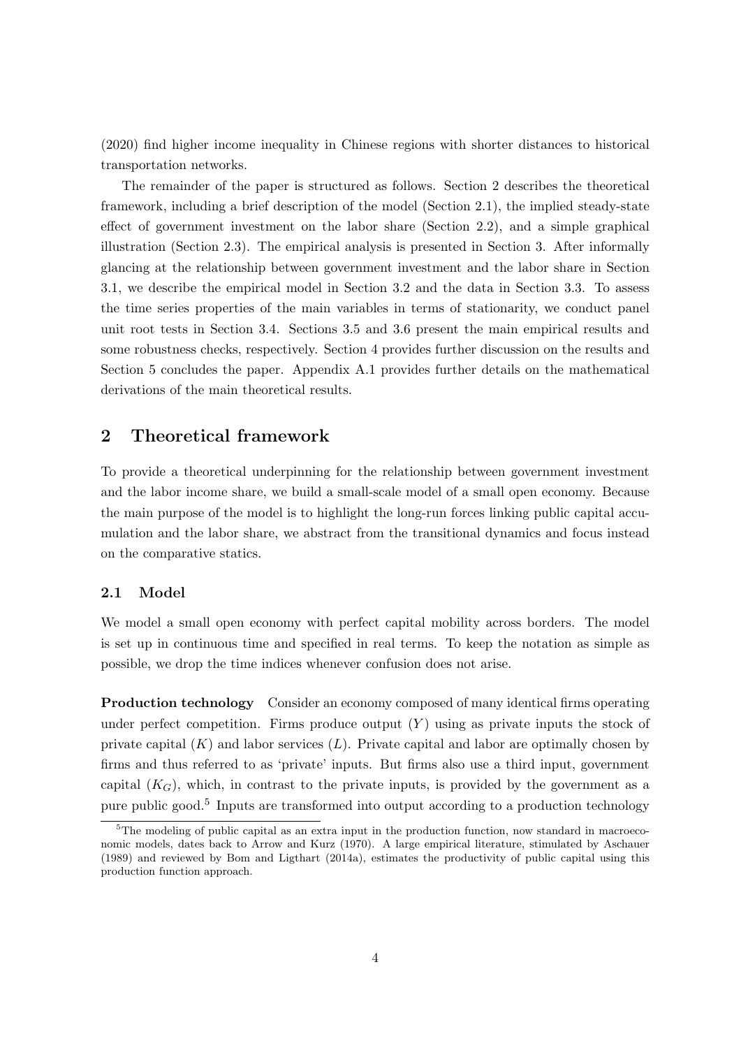(2020) find higher income inequality in Chinese regions with shorter distances to historical transportation networks.

The remainder of the paper is structured as follows. Section 2 describes the theoretical framework, including a brief description of the model (Section 2.1), the implied steady-state effect of government investment on the labor share (Section 2.2), and a simple graphical illustration (Section 2.3). The empirical analysis is presented in Section 3. After informally glancing at the relationship between government investment and the labor share in Section 3.1, we describe the empirical model in Section 3.2 and the data in Section 3.3. To assess the time series properties of the main variables in terms of stationarity, we conduct panel unit root tests in Section 3.4. Sections 3.5 and 3.6 present the main empirical results and some robustness checks, respectively. Section 4 provides further discussion on the results and Section 5 concludes the paper. Appendix A.1 provides further details on the mathematical derivations of the main theoretical results.

## 2 Theoretical framework

To provide a theoretical underpinning for the relationship between government investment and the labor income share, we build a small-scale model of a small open economy. Because the main purpose of the model is to highlight the long-run forces linking public capital accumulation and the labor share, we abstract from the transitional dynamics and focus instead on the comparative statics.

### 2.1 Model

We model a small open economy with perfect capital mobility across borders. The model is set up in continuous time and specified in real terms. To keep the notation as simple as possible, we drop the time indices whenever confusion does not arise.

**Production technology** Consider an economy composed of many identical firms operating under perfect competition. Firms produce output ($Y$) using as private inputs the stock of private capital ($K$) and labor services ($L$). Private capital and labor are optimally chosen by firms and thus referred to as 'private' inputs. But firms also use a third input, government capital ($K_G$), which, in contrast to the private inputs, is provided by the government as a pure public good.[5] Inputs are transformed into output according to a production technology

[5] The modeling of public capital as an extra input in the production function, now standard in macroeconomic models, dates back to Arrow and Kurz (1970). A large empirical literature, stimulated by Aschauer (1989) and reviewed by Bom and Ligthart (2014a), estimates the productivity of public capital using this production function approach.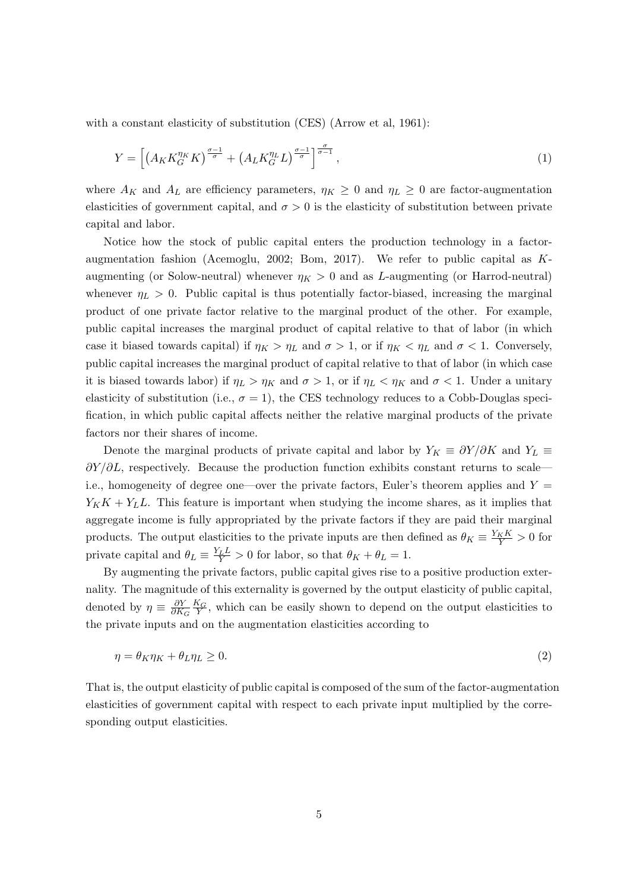with a constant elasticity of substitution (CES) (Arrow et al, 1961):

$$Y = \left[ \left( A_K K_G^{\eta_K} K \right)^{\frac{\sigma-1}{\sigma}} + \left( A_L K_G^{\eta_L} L \right)^{\frac{\sigma-1}{\sigma}} \right]^{\frac{\sigma}{\sigma-1}}, \tag{1}$$

where $A_K$ and $A_L$ are efficiency parameters, $\eta_K \geq 0$ and $\eta_L \geq 0$ are factor-augmentation elasticities of government capital, and $\sigma > 0$ is the elasticity of substitution between private capital and labor.

Notice how the stock of public capital enters the production technology in a factor-augmentation fashion (Acemoglu, 2002; Bom, 2017). We refer to public capital as $K$-augmenting (or Solow-neutral) whenever $\eta_K > 0$ and as $L$-augmenting (or Harrod-neutral) whenever $\eta_L > 0$. Public capital is thus potentially factor-biased, increasing the marginal product of one private factor relative to the marginal product of the other. For example, public capital increases the marginal product of capital relative to that of labor (in which case it biased towards capital) if $\eta_K > \eta_L$ and $\sigma > 1$, or if $\eta_K < \eta_L$ and $\sigma < 1$. Conversely, public capital increases the marginal product of capital relative to that of labor (in which case it is biased towards labor) if $\eta_L > \eta_K$ and $\sigma > 1$, or if $\eta_L < \eta_K$ and $\sigma < 1$. Under a unitary elasticity of substitution (i.e., $\sigma = 1$), the CES technology reduces to a Cobb-Douglas specification, in which public capital affects neither the relative marginal products of the private factors nor their shares of income.

Denote the marginal products of private capital and labor by $Y_K \equiv \partial Y / \partial K$ and $Y_L \equiv \partial Y / \partial L$, respectively. Because the production function exhibits constant returns to scale—i.e., homogeneity of degree one—over the private factors, Euler's theorem applies and $Y = Y_K K + Y_L L$. This feature is important when studying the income shares, as it implies that aggregate income is fully appropriated by the private factors if they are paid their marginal products. The output elasticities to the private inputs are then defined as $\theta_K \equiv \frac{Y_K K}{Y} > 0$ for private capital and $\theta_L \equiv \frac{Y_L L}{Y} > 0$ for labor, so that $\theta_K + \theta_L = 1$.

By augmenting the private factors, public capital gives rise to a positive production externality. The magnitude of this externality is governed by the output elasticity of public capital, denoted by $\eta \equiv \frac{\partial Y}{\partial K_G} \frac{K_G}{Y}$, which can be easily shown to depend on the output elasticities to the private inputs and on the augmentation elasticities according to

$$\eta = \theta_K \eta_K + \theta_L \eta_L \geq 0. \tag{2}$$

That is, the output elasticity of public capital is composed of the sum of the factor-augmentation elasticities of government capital with respect to each private input multiplied by the corresponding output elasticities.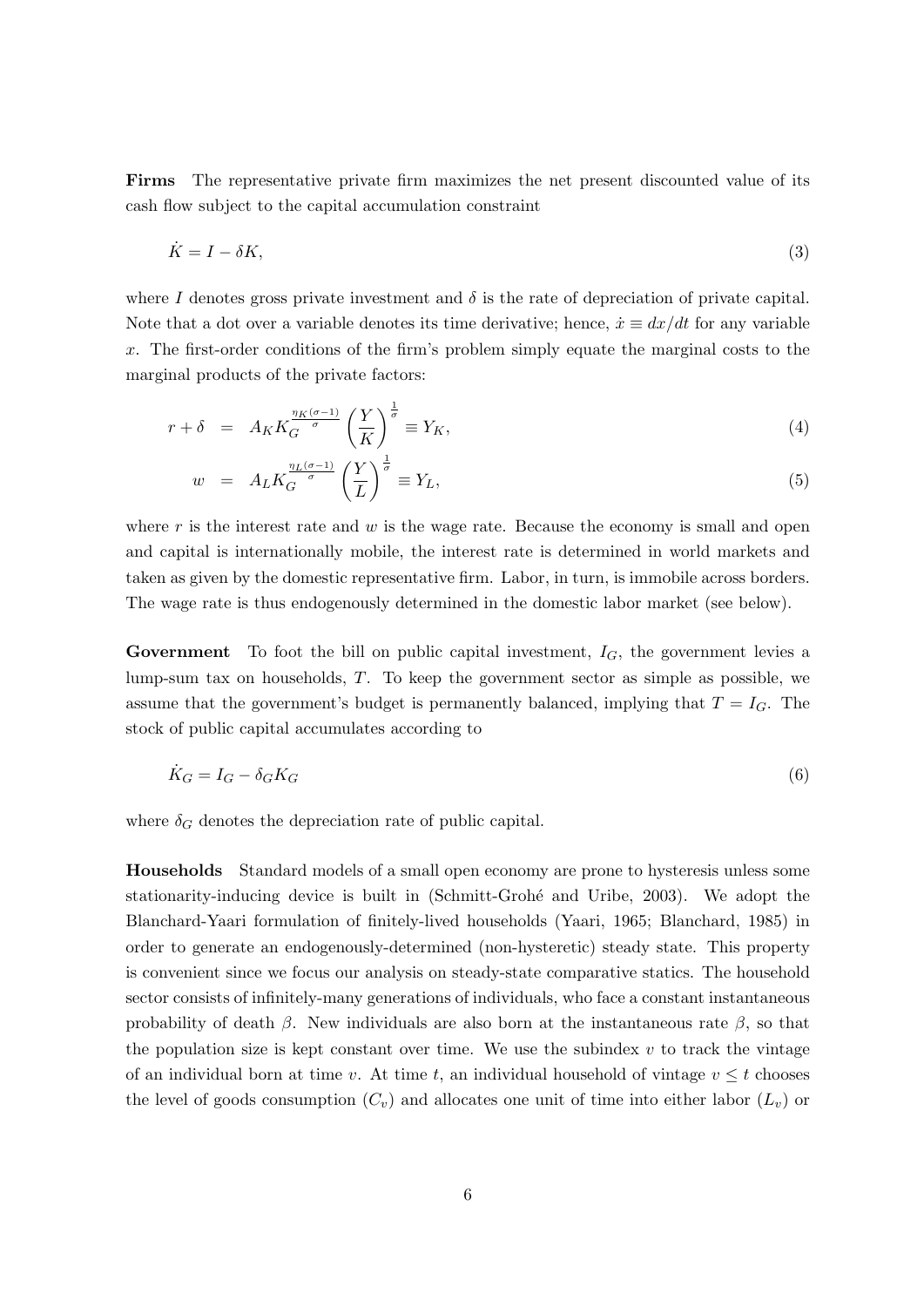**Firms** The representative private firm maximizes the net present discounted value of its cash flow subject to the capital accumulation constraint

$$\dot{K} = I - \delta K, \tag{3}$$

where $I$ denotes gross private investment and $\delta$ is the rate of depreciation of private capital. Note that a dot over a variable denotes its time derivative; hence, $\dot{x} \equiv dx/dt$ for any variable $x$. The first-order conditions of the firm's problem simply equate the marginal costs to the marginal products of the private factors:

$$r + \delta = A_K K_G^{\frac{\eta_K(\sigma-1)}{\sigma}} \left(\frac{Y}{K}\right)^{\frac{1}{\sigma}} \equiv Y_K, \tag{4}$$

$$w = A_L K_G^{\frac{\eta_L(\sigma-1)}{\sigma}} \left(\frac{Y}{L}\right)^{\frac{1}{\sigma}} \equiv Y_L, \tag{5}$$

where $r$ is the interest rate and $w$ is the wage rate. Because the economy is small and open and capital is internationally mobile, the interest rate is determined in world markets and taken as given by the domestic representative firm. Labor, in turn, is immobile across borders. The wage rate is thus endogenously determined in the domestic labor market (see below).

**Government** To foot the bill on public capital investment, $I_G$, the government levies a lump-sum tax on households, $T$. To keep the government sector as simple as possible, we assume that the government's budget is permanently balanced, implying that $T = I_G$. The stock of public capital accumulates according to

$$\dot{K}_G = I_G - \delta_G K_G \tag{6}$$

where $\delta_G$ denotes the depreciation rate of public capital.

**Households** Standard models of a small open economy are prone to hysteresis unless some stationarity-inducing device is built in (Schmitt-Grohé and Uribe, 2003). We adopt the Blanchard-Yaari formulation of finitely-lived households (Yaari, 1965; Blanchard, 1985) in order to generate an endogenously-determined (non-hysteretic) steady state. This property is convenient since we focus our analysis on steady-state comparative statics. The household sector consists of infinitely-many generations of individuals, who face a constant instantaneous probability of death $\beta$. New individuals are also born at the instantaneous rate $\beta$, so that the population size is kept constant over time. We use the subindex $v$ to track the vintage of an individual born at time $v$. At time $t$, an individual household of vintage $v \leq t$ chooses the level of goods consumption ($C_v$) and allocates one unit of time into either labor ($L_v$) or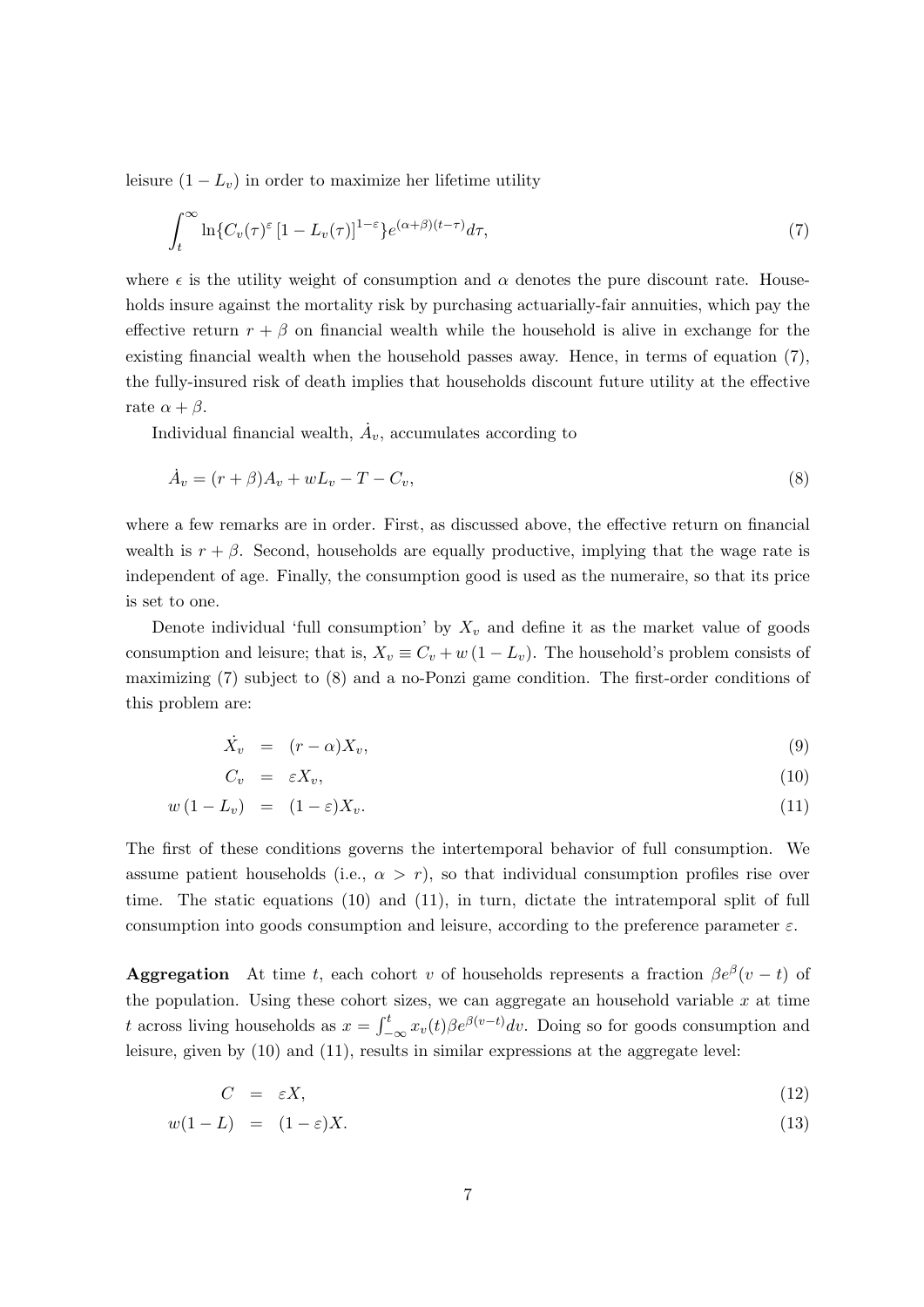leisure $(1 - L_v)$ in order to maximize her lifetime utility

$$\int_t^\infty \ln\{C_v(\tau)^\varepsilon [1 - L_v(\tau)]^{1-\varepsilon}\} e^{(\alpha+\beta)(t-\tau)} d\tau, \tag{7}$$

where $\epsilon$ is the utility weight of consumption and $\alpha$ denotes the pure discount rate. Households insure against the mortality risk by purchasing actuarially-fair annuities, which pay the effective return $r + \beta$ on financial wealth while the household is alive in exchange for the existing financial wealth when the household passes away. Hence, in terms of equation (7), the fully-insured risk of death implies that households discount future utility at the effective rate $\alpha + \beta$.

Individual financial wealth, $\dot{A}_v$, accumulates according to

$$\dot{A}_v = (r + \beta)A_v + wL_v - T - C_v, \tag{8}$$

where a few remarks are in order. First, as discussed above, the effective return on financial wealth is $r + \beta$. Second, households are equally productive, implying that the wage rate is independent of age. Finally, the consumption good is used as the numeraire, so that its price is set to one.

Denote individual 'full consumption' by $X_v$ and define it as the market value of goods consumption and leisure; that is, $X_v \equiv C_v + w(1 - L_v)$. The household's problem consists of maximizing (7) subject to (8) and a no-Ponzi game condition. The first-order conditions of this problem are:

$$\dot{X}_v = (r - \alpha)X_v, \tag{9}$$

$$C_v = \varepsilon X_v, \tag{10}$$

$$w(1 - L_v) = (1 - \varepsilon)X_v. \tag{11}$$

The first of these conditions governs the intertemporal behavior of full consumption. We assume patient households (i.e., $\alpha > r$), so that individual consumption profiles rise over time. The static equations (10) and (11), in turn, dictate the intratemporal split of full consumption into goods consumption and leisure, according to the preference parameter $\varepsilon$.

**Aggregation** At time $t$, each cohort $v$ of households represents a fraction $\beta e^\beta(v - t)$ of the population. Using these cohort sizes, we can aggregate an household variable $x$ at time $t$ across living households as $x = \int_{-\infty}^t x_v(t)\beta e^{\beta(v-t)} dv$. Doing so for goods consumption and leisure, given by (10) and (11), results in similar expressions at the aggregate level:

$$C = \varepsilon X, \tag{12}$$

$$w(1 - L) = (1 - \varepsilon)X. \tag{13}$$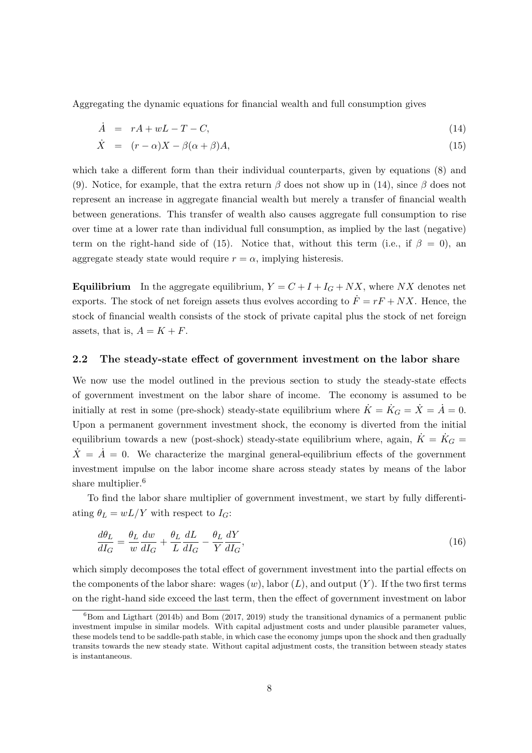Aggregating the dynamic equations for financial wealth and full consumption gives

$$\dot{A} = rA + wL - T - C, \tag{14}$$

$$\dot{X} = (r - \alpha)X - \beta(\alpha + \beta)A, \tag{15}$$

which take a different form than their individual counterparts, given by equations (8) and (9). Notice, for example, that the extra return $\beta$ does not show up in (14), since $\beta$ does not represent an increase in aggregate financial wealth but merely a transfer of financial wealth between generations. This transfer of wealth also causes aggregate full consumption to rise over time at a lower rate than individual full consumption, as implied by the last (negative) term on the right-hand side of (15). Notice that, without this term (i.e., if $\beta = 0$), an aggregate steady state would require $r = \alpha$, implying histeresis.

**Equilibrium** In the aggregate equilibrium, $Y = C + I + I_G + NX$, where $NX$ denotes net exports. The stock of net foreign assets thus evolves according to $\dot{F} = rF + NX$. Hence, the stock of financial wealth consists of the stock of private capital plus the stock of net foreign assets, that is, $A = K + F$.

## 2.2 The steady-state effect of government investment on the labor share

We now use the model outlined in the previous section to study the steady-state effects of government investment on the labor share of income. The economy is assumed to be initially at rest in some (pre-shock) steady-state equilibrium where $\dot{K} = \dot{K}_G = \dot{X} = \dot{A} = 0$. Upon a permanent government investment shock, the economy is diverted from the initial equilibrium towards a new (post-shock) steady-state equilibrium where, again, $\dot{K} = \dot{K}_G = \dot{X} = \dot{A} = 0$. We characterize the marginal general-equilibrium effects of the government investment impulse on the labor income share across steady states by means of the labor share multiplier.[6]

To find the labor share multiplier of government investment, we start by fully differentiating $\theta_L = wL/Y$ with respect to $I_G$:

$$\frac{d\theta_L}{dI_G} = \frac{\theta_L}{w}\frac{dw}{dI_G} + \frac{\theta_L}{L}\frac{dL}{dI_G} - \frac{\theta_L}{Y}\frac{dY}{dI_G}, \tag{16}$$

which simply decomposes the total effect of government investment into the partial effects on the components of the labor share: wages ($w$), labor ($L$), and output ($Y$). If the two first terms on the right-hand side exceed the last term, then the effect of government investment on labor

[6] Bom and Ligthart (2014b) and Bom (2017, 2019) study the transitional dynamics of a permanent public investment impulse in similar models. With capital adjustment costs and under plausible parameter values, these models tend to be saddle-path stable, in which case the economy jumps upon the shock and then gradually transits towards the new steady state. Without capital adjustment costs, the transition between steady states is instantaneous.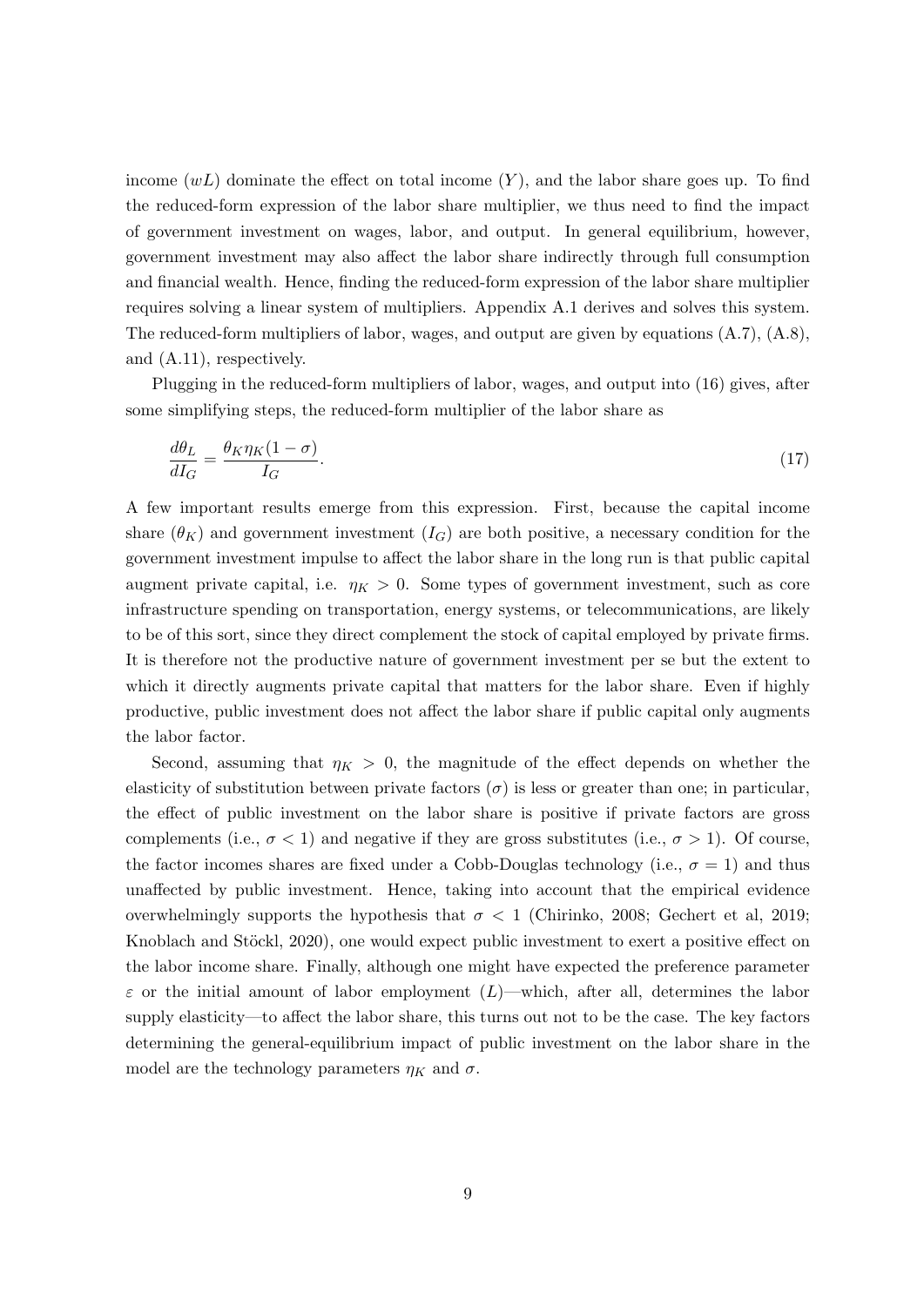income ($wL$) dominate the effect on total income ($Y$), and the labor share goes up. To find the reduced-form expression of the labor share multiplier, we thus need to find the impact of government investment on wages, labor, and output. In general equilibrium, however, government investment may also affect the labor share indirectly through full consumption and financial wealth. Hence, finding the reduced-form expression of the labor share multiplier requires solving a linear system of multipliers. Appendix A.1 derives and solves this system. The reduced-form multipliers of labor, wages, and output are given by equations (A.7), (A.8), and (A.11), respectively.

Plugging in the reduced-form multipliers of labor, wages, and output into (16) gives, after some simplifying steps, the reduced-form multiplier of the labor share as

$$\frac{d\theta_L}{dI_G} = \frac{\theta_K \eta_K (1-\sigma)}{I_G}. \tag{17}$$

A few important results emerge from this expression. First, because the capital income share ($\theta_K$) and government investment ($I_G$) are both positive, a necessary condition for the government investment impulse to affect the labor share in the long run is that public capital augment private capital, i.e. $\eta_K > 0$. Some types of government investment, such as core infrastructure spending on transportation, energy systems, or telecommunications, are likely to be of this sort, since they direct complement the stock of capital employed by private firms. It is therefore not the productive nature of government investment per se but the extent to which it directly augments private capital that matters for the labor share. Even if highly productive, public investment does not affect the labor share if public capital only augments the labor factor.

Second, assuming that $\eta_K > 0$, the magnitude of the effect depends on whether the elasticity of substitution between private factors ($\sigma$) is less or greater than one; in particular, the effect of public investment on the labor share is positive if private factors are gross complements (i.e., $\sigma < 1$) and negative if they are gross substitutes (i.e., $\sigma > 1$). Of course, the factor incomes shares are fixed under a Cobb-Douglas technology (i.e., $\sigma = 1$) and thus unaffected by public investment. Hence, taking into account that the empirical evidence overwhelmingly supports the hypothesis that $\sigma < 1$ (Chirinko, 2008; Gechert et al, 2019; Knoblach and Stöckl, 2020), one would expect public investment to exert a positive effect on the labor income share. Finally, although one might have expected the preference parameter $\varepsilon$ or the initial amount of labor employment ($L$)—which, after all, determines the labor supply elasticity—to affect the labor share, this turns out not to be the case. The key factors determining the general-equilibrium impact of public investment on the labor share in the model are the technology parameters $\eta_K$ and $\sigma$.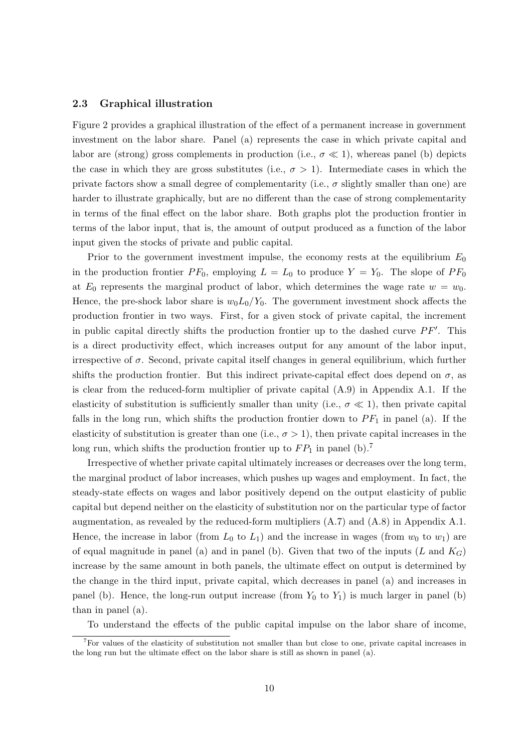### 2.3 Graphical illustration

Figure 2 provides a graphical illustration of the effect of a permanent increase in government investment on the labor share. Panel (a) represents the case in which private capital and labor are (strong) gross complements in production (i.e., $\sigma \ll 1$), whereas panel (b) depicts the case in which they are gross substitutes (i.e., $\sigma > 1$). Intermediate cases in which the private factors show a small degree of complementarity (i.e., $\sigma$ slightly smaller than one) are harder to illustrate graphically, but are no different than the case of strong complementarity in terms of the final effect on the labor share. Both graphs plot the production frontier in terms of the labor input, that is, the amount of output produced as a function of the labor input given the stocks of private and public capital.

Prior to the government investment impulse, the economy rests at the equilibrium $E_0$ in the production frontier $PF_0$, employing $L = L_0$ to produce $Y = Y_0$. The slope of $PF_0$ at $E_0$ represents the marginal product of labor, which determines the wage rate $w = w_0$. Hence, the pre-shock labor share is $w_0 L_0 / Y_0$. The government investment shock affects the production frontier in two ways. First, for a given stock of private capital, the increment in public capital directly shifts the production frontier up to the dashed curve $PF'$. This is a direct productivity effect, which increases output for any amount of the labor input, irrespective of $\sigma$. Second, private capital itself changes in general equilibrium, which further shifts the production frontier. But this indirect private-capital effect does depend on $\sigma$, as is clear from the reduced-form multiplier of private capital (A.9) in Appendix A.1. If the elasticity of substitution is sufficiently smaller than unity (i.e., $\sigma \ll 1$), then private capital falls in the long run, which shifts the production frontier down to $PF_1$ in panel (a). If the elasticity of substitution is greater than one (i.e., $\sigma > 1$), then private capital increases in the long run, which shifts the production frontier up to $FP_1$ in panel (b).[7]

Irrespective of whether private capital ultimately increases or decreases over the long term, the marginal product of labor increases, which pushes up wages and employment. In fact, the steady-state effects on wages and labor positively depend on the output elasticity of public capital but depend neither on the elasticity of substitution nor on the particular type of factor augmentation, as revealed by the reduced-form multipliers (A.7) and (A.8) in Appendix A.1. Hence, the increase in labor (from $L_0$ to $L_1$) and the increase in wages (from $w_0$ to $w_1$) are of equal magnitude in panel (a) and in panel (b). Given that two of the inputs ($L$ and $K_G$) increase by the same amount in both panels, the ultimate effect on output is determined by the change in the third input, private capital, which decreases in panel (a) and increases in panel (b). Hence, the long-run output increase (from $Y_0$ to $Y_1$) is much larger in panel (b) than in panel (a).

To understand the effects of the public capital impulse on the labor share of income,

[7] For values of the elasticity of substitution not smaller than but close to one, private capital increases in the long run but the ultimate effect on the labor share is still as shown in panel (a).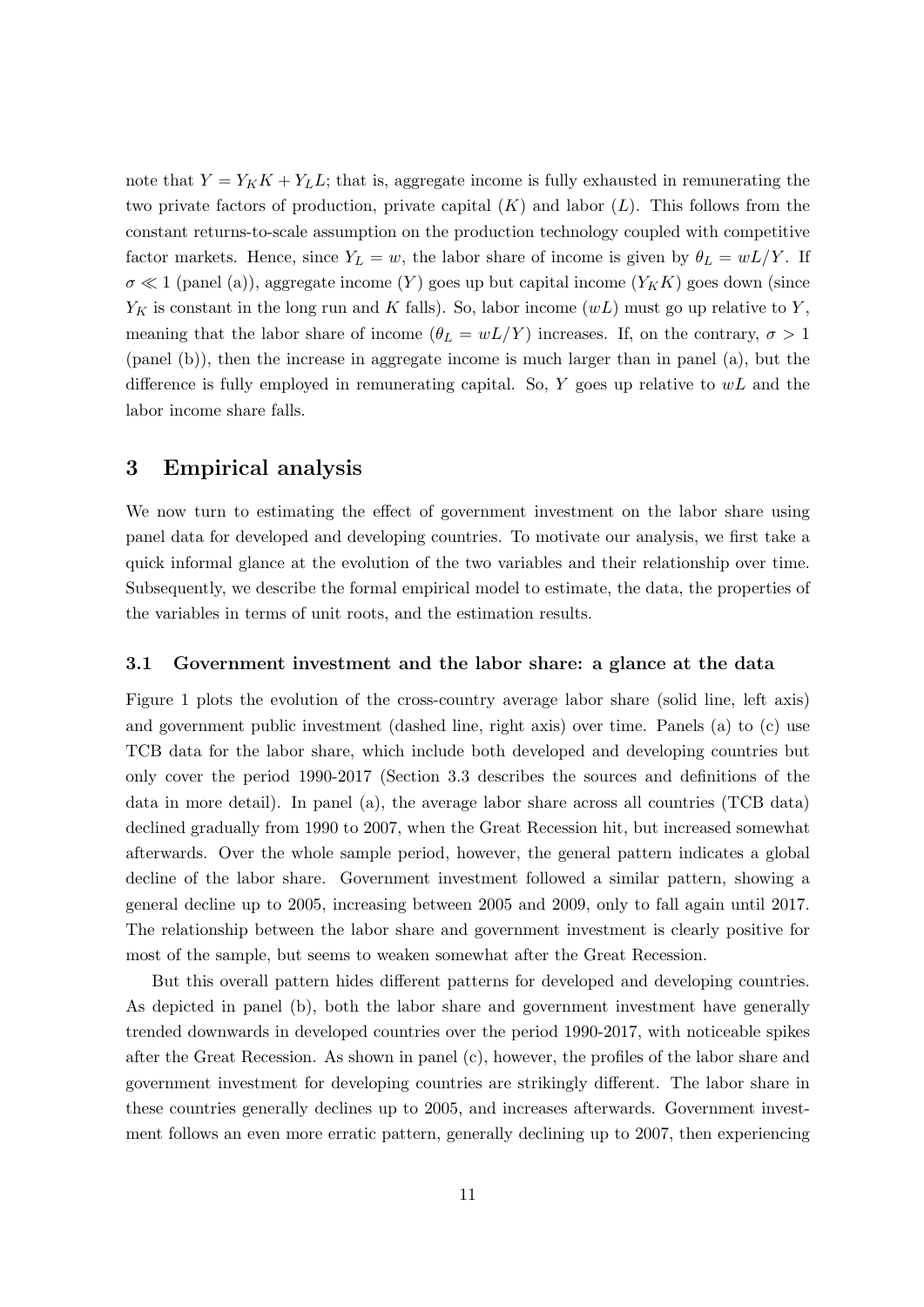note that $Y = Y_K K + Y_L L$; that is, aggregate income is fully exhausted in remunerating the two private factors of production, private capital ($K$) and labor ($L$). This follows from the constant returns-to-scale assumption on the production technology coupled with competitive factor markets. Hence, since $Y_L = w$, the labor share of income is given by $\theta_L = wL/Y$. If $\sigma \ll 1$ (panel (a)), aggregate income ($Y$) goes up but capital income ($Y_K K$) goes down (since $Y_K$ is constant in the long run and $K$ falls). So, labor income ($wL$) must go up relative to $Y$, meaning that the labor share of income ($\theta_L = wL/Y$) increases. If, on the contrary, $\sigma > 1$ (panel (b)), then the increase in aggregate income is much larger than in panel (a), but the difference is fully employed in remunerating capital. So, $Y$ goes up relative to $wL$ and the labor income share falls.

# 3 Empirical analysis

We now turn to estimating the effect of government investment on the labor share using panel data for developed and developing countries. To motivate our analysis, we first take a quick informal glance at the evolution of the two variables and their relationship over time. Subsequently, we describe the formal empirical model to estimate, the data, the properties of the variables in terms of unit roots, and the estimation results.

## 3.1 Government investment and the labor share: a glance at the data

Figure 1 plots the evolution of the cross-country average labor share (solid line, left axis) and government public investment (dashed line, right axis) over time. Panels (a) to (c) use TCB data for the labor share, which include both developed and developing countries but only cover the period 1990-2017 (Section 3.3 describes the sources and definitions of the data in more detail). In panel (a), the average labor share across all countries (TCB data) declined gradually from 1990 to 2007, when the Great Recession hit, but increased somewhat afterwards. Over the whole sample period, however, the general pattern indicates a global decline of the labor share. Government investment followed a similar pattern, showing a general decline up to 2005, increasing between 2005 and 2009, only to fall again until 2017. The relationship between the labor share and government investment is clearly positive for most of the sample, but seems to weaken somewhat after the Great Recession.

But this overall pattern hides different patterns for developed and developing countries. As depicted in panel (b), both the labor share and government investment have generally trended downwards in developed countries over the period 1990-2017, with noticeable spikes after the Great Recession. As shown in panel (c), however, the profiles of the labor share and government investment for developing countries are strikingly different. The labor share in these countries generally declines up to 2005, and increases afterwards. Government investment follows an even more erratic pattern, generally declining up to 2007, then experiencing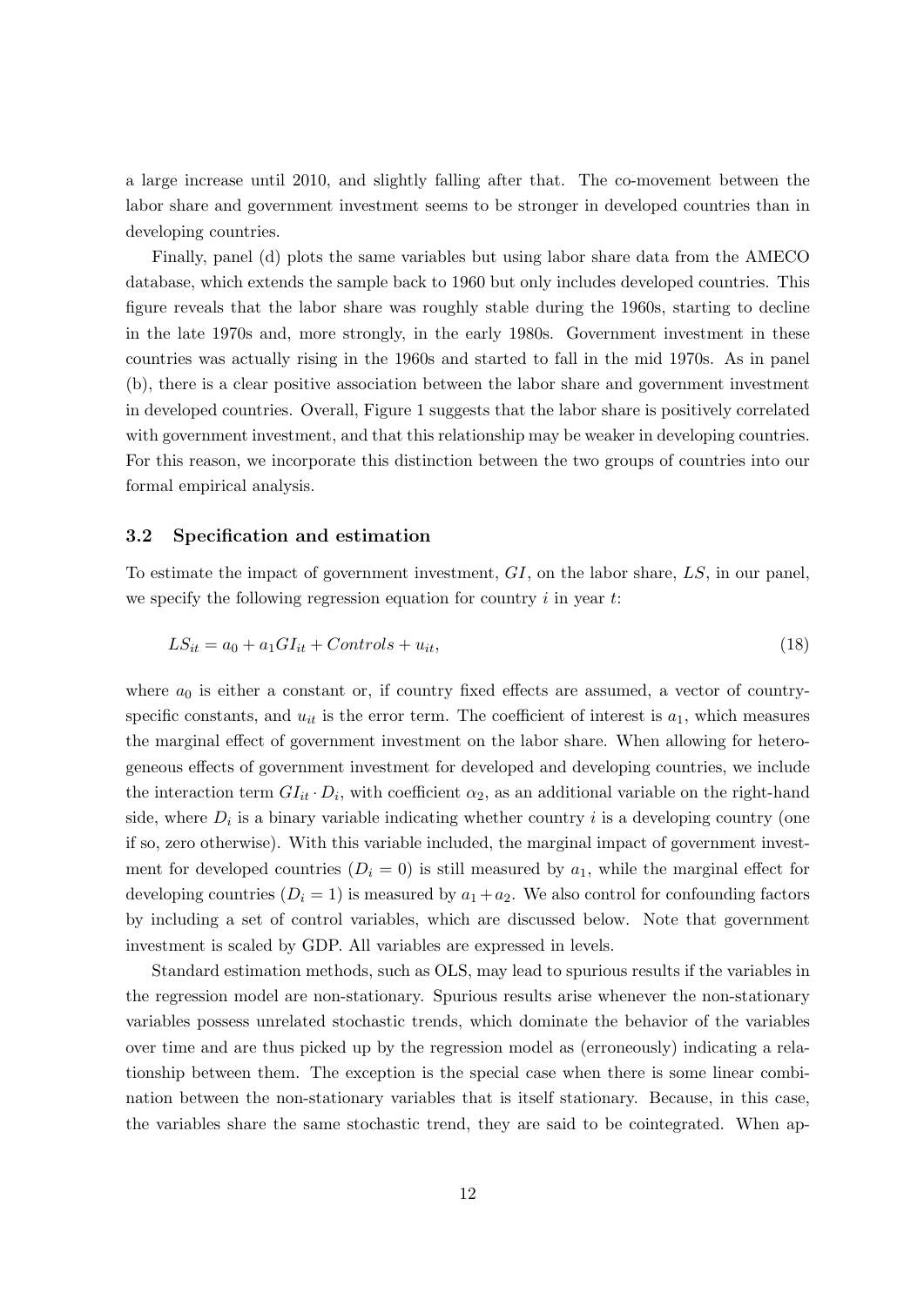a large increase until 2010, and slightly falling after that. The co-movement between the labor share and government investment seems to be stronger in developed countries than in developing countries.

Finally, panel (d) plots the same variables but using labor share data from the AMECO database, which extends the sample back to 1960 but only includes developed countries. This figure reveals that the labor share was roughly stable during the 1960s, starting to decline in the late 1970s and, more strongly, in the early 1980s. Government investment in these countries was actually rising in the 1960s and started to fall in the mid 1970s. As in panel (b), there is a clear positive association between the labor share and government investment in developed countries. Overall, Figure 1 suggests that the labor share is positively correlated with government investment, and that this relationship may be weaker in developing countries. For this reason, we incorporate this distinction between the two groups of countries into our formal empirical analysis.

### 3.2 Specification and estimation

To estimate the impact of government investment, $GI$, on the labor share, $LS$, in our panel, we specify the following regression equation for country $i$ in year $t$:

$$LS_{it} = a_0 + a_1 GI_{it} + Controls + u_{it}, \tag{18}$$

where $a_0$ is either a constant or, if country fixed effects are assumed, a vector of country-specific constants, and $u_{it}$ is the error term. The coefficient of interest is $a_1$, which measures the marginal effect of government investment on the labor share. When allowing for heterogeneous effects of government investment for developed and developing countries, we include the interaction term $GI_{it} \cdot D_i$, with coefficient $\alpha_2$, as an additional variable on the right-hand side, where $D_i$ is a binary variable indicating whether country $i$ is a developing country (one if so, zero otherwise). With this variable included, the marginal impact of government investment for developed countries ($D_i = 0$) is still measured by $a_1$, while the marginal effect for developing countries ($D_i = 1$) is measured by $a_1 + a_2$. We also control for confounding factors by including a set of control variables, which are discussed below. Note that government investment is scaled by GDP. All variables are expressed in levels.

Standard estimation methods, such as OLS, may lead to spurious results if the variables in the regression model are non-stationary. Spurious results arise whenever the non-stationary variables possess unrelated stochastic trends, which dominate the behavior of the variables over time and are thus picked up by the regression model as (erroneously) indicating a relationship between them. The exception is the special case when there is some linear combination between the non-stationary variables that is itself stationary. Because, in this case, the variables share the same stochastic trend, they are said to be cointegrated. When ap-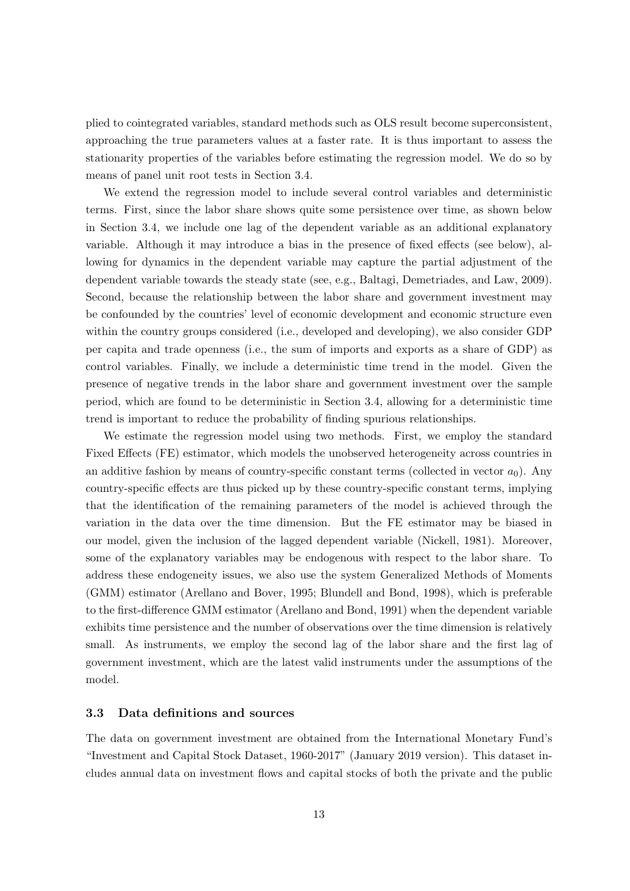plied to cointegrated variables, standard methods such as OLS result become superconsistent, approaching the true parameters values at a faster rate. It is thus important to assess the stationarity properties of the variables before estimating the regression model. We do so by means of panel unit root tests in Section 3.4.

We extend the regression model to include several control variables and deterministic terms. First, since the labor share shows quite some persistence over time, as shown below in Section 3.4, we include one lag of the dependent variable as an additional explanatory variable. Although it may introduce a bias in the presence of fixed effects (see below), allowing for dynamics in the dependent variable may capture the partial adjustment of the dependent variable towards the steady state (see, e.g., Baltagi, Demetriades, and Law, 2009). Second, because the relationship between the labor share and government investment may be confounded by the countries' level of economic development and economic structure even within the country groups considered (i.e., developed and developing), we also consider GDP per capita and trade openness (i.e., the sum of imports and exports as a share of GDP) as control variables. Finally, we include a deterministic time trend in the model. Given the presence of negative trends in the labor share and government investment over the sample period, which are found to be deterministic in Section 3.4, allowing for a deterministic time trend is important to reduce the probability of finding spurious relationships.

We estimate the regression model using two methods. First, we employ the standard Fixed Effects (FE) estimator, which models the unobserved heterogeneity across countries in an additive fashion by means of country-specific constant terms (collected in vector $a_0$). Any country-specific effects are thus picked up by these country-specific constant terms, implying that the identification of the remaining parameters of the model is achieved through the variation in the data over the time dimension. But the FE estimator may be biased in our model, given the inclusion of the lagged dependent variable (Nickell, 1981). Moreover, some of the explanatory variables may be endogenous with respect to the labor share. To address these endogeneity issues, we also use the system Generalized Methods of Moments (GMM) estimator (Arellano and Bover, 1995; Blundell and Bond, 1998), which is preferable to the first-difference GMM estimator (Arellano and Bond, 1991) when the dependent variable exhibits time persistence and the number of observations over the time dimension is relatively small. As instruments, we employ the second lag of the labor share and the first lag of government investment, which are the latest valid instruments under the assumptions of the model.

### 3.3 Data definitions and sources

The data on government investment are obtained from the International Monetary Fund's "Investment and Capital Stock Dataset, 1960-2017" (January 2019 version). This dataset includes annual data on investment flows and capital stocks of both the private and the public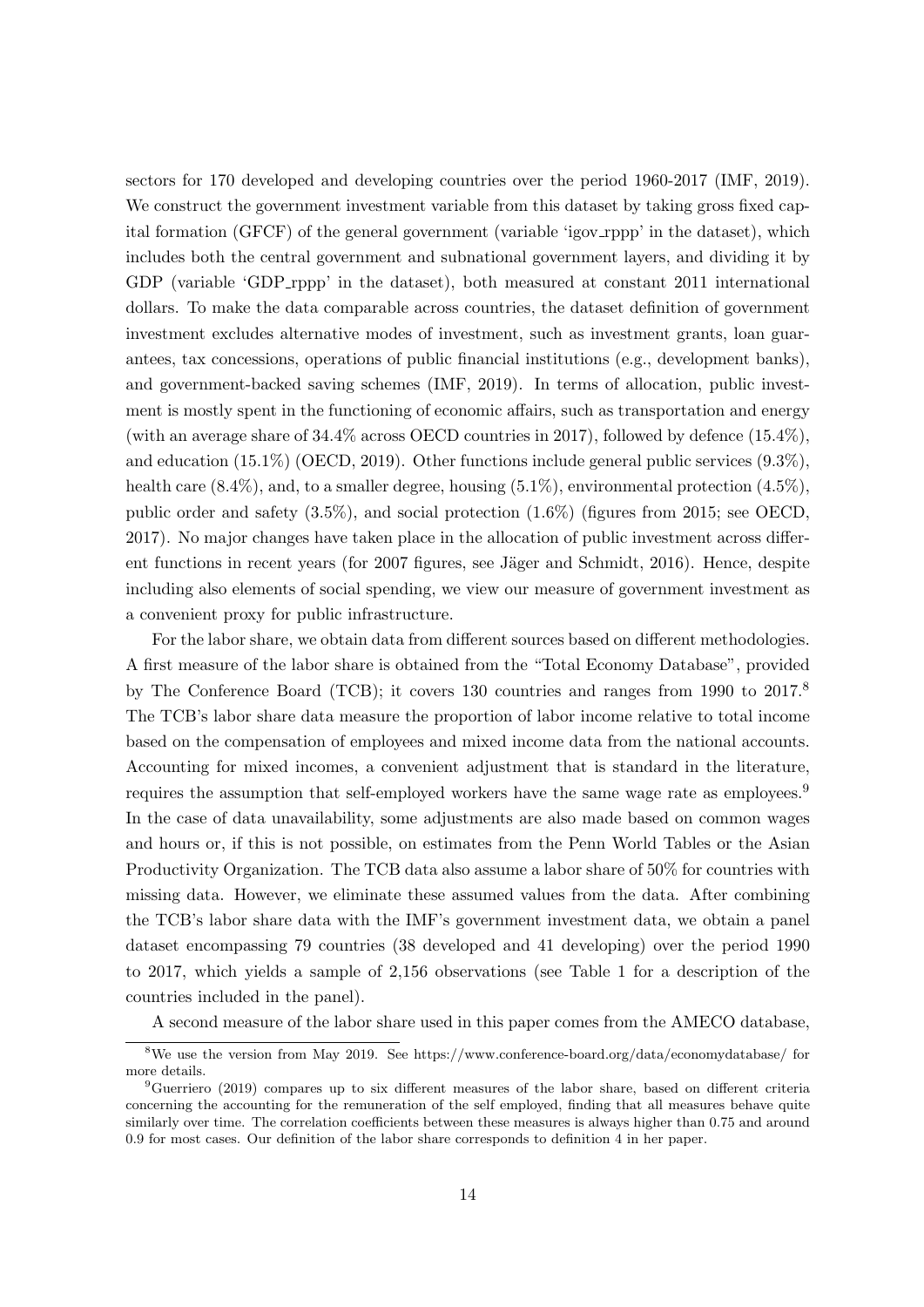sectors for 170 developed and developing countries over the period 1960-2017 (IMF, 2019). We construct the government investment variable from this dataset by taking gross fixed capital formation (GFCF) of the general government (variable 'igov_rppp' in the dataset), which includes both the central government and subnational government layers, and dividing it by GDP (variable 'GDP_rppp' in the dataset), both measured at constant 2011 international dollars. To make the data comparable across countries, the dataset definition of government investment excludes alternative modes of investment, such as investment grants, loan guarantees, tax concessions, operations of public financial institutions (e.g., development banks), and government-backed saving schemes (IMF, 2019). In terms of allocation, public investment is mostly spent in the functioning of economic affairs, such as transportation and energy (with an average share of 34.4% across OECD countries in 2017), followed by defence (15.4%), and education (15.1%) (OECD, 2019). Other functions include general public services (9.3%), health care (8.4%), and, to a smaller degree, housing (5.1%), environmental protection (4.5%), public order and safety (3.5%), and social protection (1.6%) (figures from 2015; see OECD, 2017). No major changes have taken place in the allocation of public investment across different functions in recent years (for 2007 figures, see Jäger and Schmidt, 2016). Hence, despite including also elements of social spending, we view our measure of government investment as a convenient proxy for public infrastructure.

For the labor share, we obtain data from different sources based on different methodologies. A first measure of the labor share is obtained from the "Total Economy Database", provided by The Conference Board (TCB); it covers 130 countries and ranges from 1990 to 2017.[8] The TCB's labor share data measure the proportion of labor income relative to total income based on the compensation of employees and mixed income data from the national accounts. Accounting for mixed incomes, a convenient adjustment that is standard in the literature, requires the assumption that self-employed workers have the same wage rate as employees.[9] In the case of data unavailability, some adjustments are also made based on common wages and hours or, if this is not possible, on estimates from the Penn World Tables or the Asian Productivity Organization. The TCB data also assume a labor share of 50% for countries with missing data. However, we eliminate these assumed values from the data. After combining the TCB's labor share data with the IMF's government investment data, we obtain a panel dataset encompassing 79 countries (38 developed and 41 developing) over the period 1990 to 2017, which yields a sample of 2,156 observations (see Table 1 for a description of the countries included in the panel).

A second measure of the labor share used in this paper comes from the AMECO database,

[8] We use the version from May 2019. See https://www.conference-board.org/data/economydatabase/ for more details.

[9] Guerriero (2019) compares up to six different measures of the labor share, based on different criteria concerning the accounting for the remuneration of the self employed, finding that all measures behave quite similarly over time. The correlation coefficients between these measures is always higher than 0.75 and around 0.9 for most cases. Our definition of the labor share corresponds to definition 4 in her paper.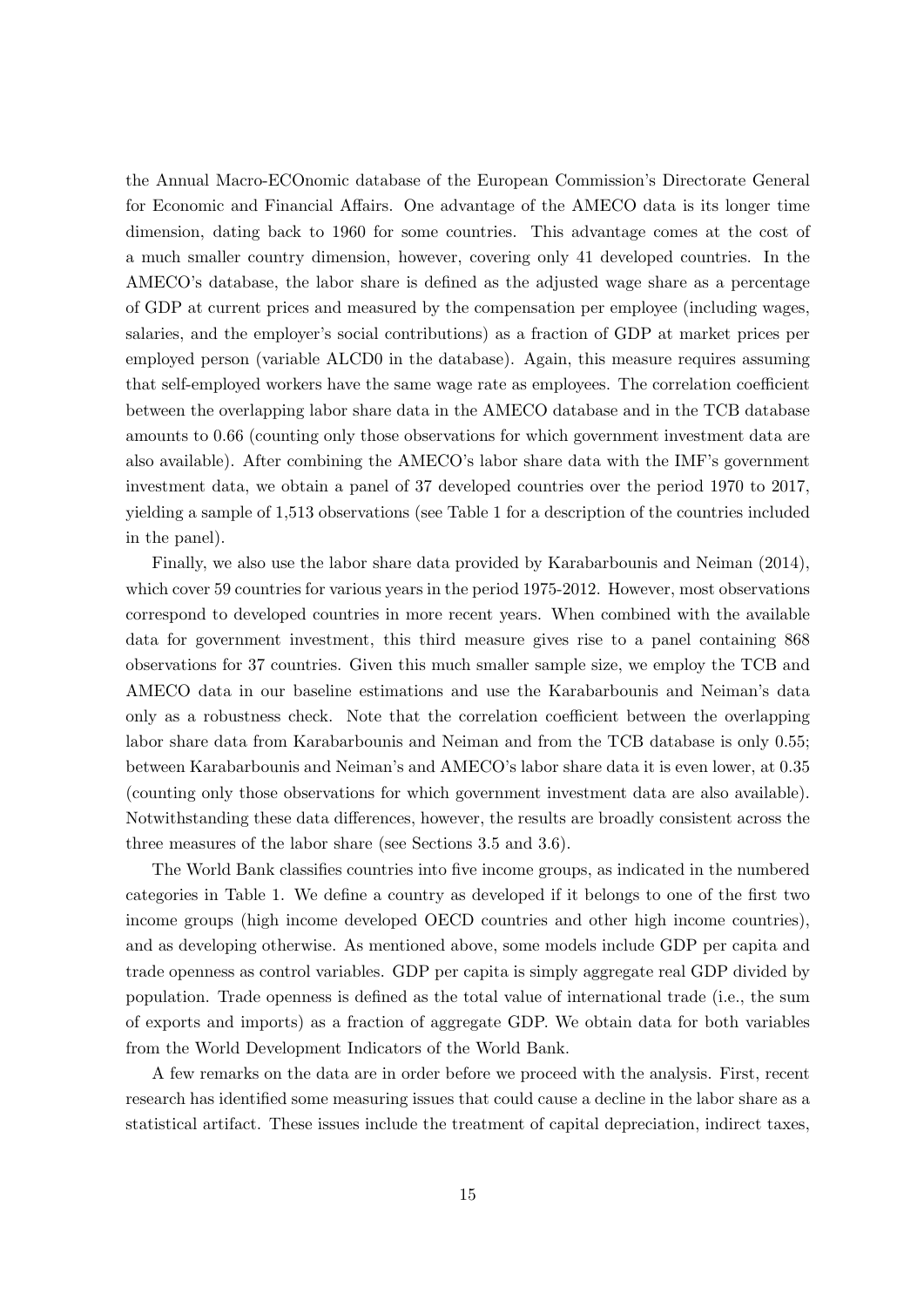the Annual Macro-ECOnomic database of the European Commission's Directorate General for Economic and Financial Affairs. One advantage of the AMECO data is its longer time dimension, dating back to 1960 for some countries. This advantage comes at the cost of a much smaller country dimension, however, covering only 41 developed countries. In the AMECO's database, the labor share is defined as the adjusted wage share as a percentage of GDP at current prices and measured by the compensation per employee (including wages, salaries, and the employer's social contributions) as a fraction of GDP at market prices per employed person (variable ALCD0 in the database). Again, this measure requires assuming that self-employed workers have the same wage rate as employees. The correlation coefficient between the overlapping labor share data in the AMECO database and in the TCB database amounts to 0.66 (counting only those observations for which government investment data are also available). After combining the AMECO's labor share data with the IMF's government investment data, we obtain a panel of 37 developed countries over the period 1970 to 2017, yielding a sample of 1,513 observations (see Table 1 for a description of the countries included in the panel).

Finally, we also use the labor share data provided by Karabarbounis and Neiman (2014), which cover 59 countries for various years in the period 1975-2012. However, most observations correspond to developed countries in more recent years. When combined with the available data for government investment, this third measure gives rise to a panel containing 868 observations for 37 countries. Given this much smaller sample size, we employ the TCB and AMECO data in our baseline estimations and use the Karabarbounis and Neiman's data only as a robustness check. Note that the correlation coefficient between the overlapping labor share data from Karabarbounis and Neiman and from the TCB database is only 0.55; between Karabarbounis and Neiman's and AMECO's labor share data it is even lower, at 0.35 (counting only those observations for which government investment data are also available). Notwithstanding these data differences, however, the results are broadly consistent across the three measures of the labor share (see Sections 3.5 and 3.6).

The World Bank classifies countries into five income groups, as indicated in the numbered categories in Table 1. We define a country as developed if it belongs to one of the first two income groups (high income developed OECD countries and other high income countries), and as developing otherwise. As mentioned above, some models include GDP per capita and trade openness as control variables. GDP per capita is simply aggregate real GDP divided by population. Trade openness is defined as the total value of international trade (i.e., the sum of exports and imports) as a fraction of aggregate GDP. We obtain data for both variables from the World Development Indicators of the World Bank.

A few remarks on the data are in order before we proceed with the analysis. First, recent research has identified some measuring issues that could cause a decline in the labor share as a statistical artifact. These issues include the treatment of capital depreciation, indirect taxes,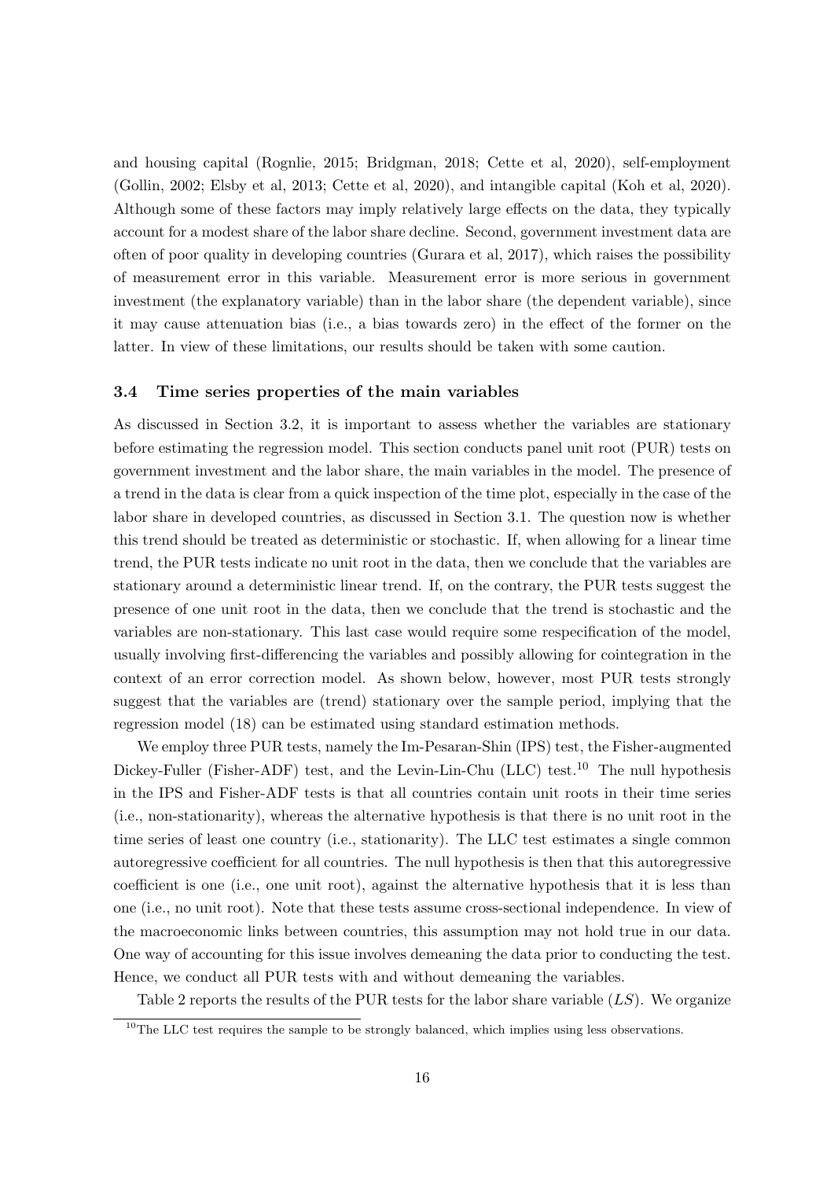and housing capital (Rognlie, 2015; Bridgman, 2018; Cette et al, 2020), self-employment (Gollin, 2002; Elsby et al, 2013; Cette et al, 2020), and intangible capital (Koh et al, 2020). Although some of these factors may imply relatively large effects on the data, they typically account for a modest share of the labor share decline. Second, government investment data are often of poor quality in developing countries (Gurara et al, 2017), which raises the possibility of measurement error in this variable. Measurement error is more serious in government investment (the explanatory variable) than in the labor share (the dependent variable), since it may cause attenuation bias (i.e., a bias towards zero) in the effect of the former on the latter. In view of these limitations, our results should be taken with some caution.

### 3.4 Time series properties of the main variables

As discussed in Section 3.2, it is important to assess whether the variables are stationary before estimating the regression model. This section conducts panel unit root (PUR) tests on government investment and the labor share, the main variables in the model. The presence of a trend in the data is clear from a quick inspection of the time plot, especially in the case of the labor share in developed countries, as discussed in Section 3.1. The question now is whether this trend should be treated as deterministic or stochastic. If, when allowing for a linear time trend, the PUR tests indicate no unit root in the data, then we conclude that the variables are stationary around a deterministic linear trend. If, on the contrary, the PUR tests suggest the presence of one unit root in the data, then we conclude that the trend is stochastic and the variables are non-stationary. This last case would require some respecification of the model, usually involving first-differencing the variables and possibly allowing for cointegration in the context of an error correction model. As shown below, however, most PUR tests strongly suggest that the variables are (trend) stationary over the sample period, implying that the regression model (18) can be estimated using standard estimation methods.

We employ three PUR tests, namely the Im-Pesaran-Shin (IPS) test, the Fisher-augmented Dickey-Fuller (Fisher-ADF) test, and the Levin-Lin-Chu (LLC) test.[10] The null hypothesis in the IPS and Fisher-ADF tests is that all countries contain unit roots in their time series (i.e., non-stationarity), whereas the alternative hypothesis is that there is no unit root in the time series of least one country (i.e., stationarity). The LLC test estimates a single common autoregressive coefficient for all countries. The null hypothesis is then that this autoregressive coefficient is one (i.e., one unit root), against the alternative hypothesis that it is less than one (i.e., no unit root). Note that these tests assume cross-sectional independence. In view of the macroeconomic links between countries, this assumption may not hold true in our data. One way of accounting for this issue involves demeaning the data prior to conducting the test. Hence, we conduct all PUR tests with and without demeaning the variables.

Table 2 reports the results of the PUR tests for the labor share variable ($LS$). We organize

[10] The LLC test requires the sample to be strongly balanced, which implies using less observations.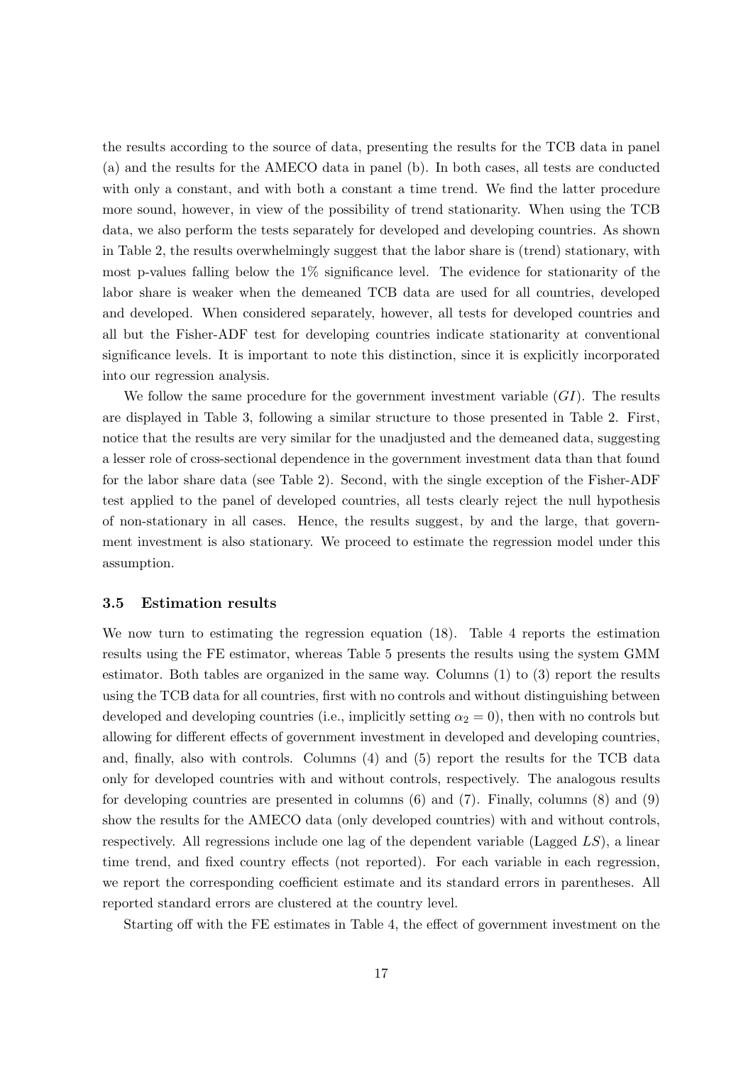the results according to the source of data, presenting the results for the TCB data in panel (a) and the results for the AMECO data in panel (b). In both cases, all tests are conducted with only a constant, and with both a constant a time trend. We find the latter procedure more sound, however, in view of the possibility of trend stationarity. When using the TCB data, we also perform the tests separately for developed and developing countries. As shown in Table 2, the results overwhelmingly suggest that the labor share is (trend) stationary, with most p-values falling below the 1% significance level. The evidence for stationarity of the labor share is weaker when the demeaned TCB data are used for all countries, developed and developed. When considered separately, however, all tests for developed countries and all but the Fisher-ADF test for developing countries indicate stationarity at conventional significance levels. It is important to note this distinction, since it is explicitly incorporated into our regression analysis.

We follow the same procedure for the government investment variable ($GI$). The results are displayed in Table 3, following a similar structure to those presented in Table 2. First, notice that the results are very similar for the unadjusted and the demeaned data, suggesting a lesser role of cross-sectional dependence in the government investment data than that found for the labor share data (see Table 2). Second, with the single exception of the Fisher-ADF test applied to the panel of developed countries, all tests clearly reject the null hypothesis of non-stationary in all cases. Hence, the results suggest, by and the large, that government investment is also stationary. We proceed to estimate the regression model under this assumption.

### 3.5 Estimation results

We now turn to estimating the regression equation (18). Table 4 reports the estimation results using the FE estimator, whereas Table 5 presents the results using the system GMM estimator. Both tables are organized in the same way. Columns (1) to (3) report the results using the TCB data for all countries, first with no controls and without distinguishing between developed and developing countries (i.e., implicitly setting $\alpha_2 = 0$), then with no controls but allowing for different effects of government investment in developed and developing countries, and, finally, also with controls. Columns (4) and (5) report the results for the TCB data only for developed countries with and without controls, respectively. The analogous results for developing countries are presented in columns (6) and (7). Finally, columns (8) and (9) show the results for the AMECO data (only developed countries) with and without controls, respectively. All regressions include one lag of the dependent variable (Lagged $LS$), a linear time trend, and fixed country effects (not reported). For each variable in each regression, we report the corresponding coefficient estimate and its standard errors in parentheses. All reported standard errors are clustered at the country level.

Starting off with the FE estimates in Table 4, the effect of government investment on the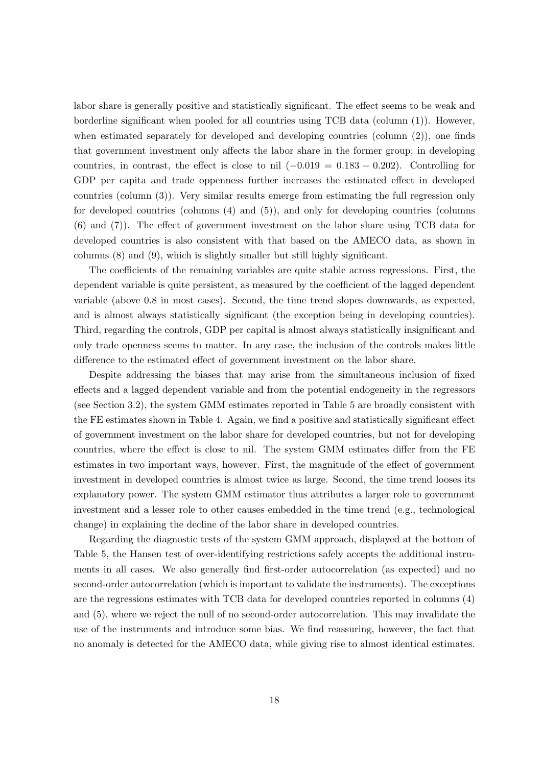labor share is generally positive and statistically significant. The effect seems to be weak and borderline significant when pooled for all countries using TCB data (column (1)). However, when estimated separately for developed and developing countries (column (2)), one finds that government investment only affects the labor share in the former group; in developing countries, in contrast, the effect is close to nil ($-0.019 = 0.183 - 0.202$). Controlling for GDP per capita and trade oppenness further increases the estimated effect in developed countries (column (3)). Very similar results emerge from estimating the full regression only for developed countries (columns (4) and (5)), and only for developing countries (columns (6) and (7)). The effect of government investment on the labor share using TCB data for developed countries is also consistent with that based on the AMECO data, as shown in columns (8) and (9), which is slightly smaller but still highly significant.

The coefficients of the remaining variables are quite stable across regressions. First, the dependent variable is quite persistent, as measured by the coefficient of the lagged dependent variable (above 0.8 in most cases). Second, the time trend slopes downwards, as expected, and is almost always statistically significant (the exception being in developing countries). Third, regarding the controls, GDP per capital is almost always statistically insignificant and only trade openness seems to matter. In any case, the inclusion of the controls makes little difference to the estimated effect of government investment on the labor share.

Despite addressing the biases that may arise from the simultaneous inclusion of fixed effects and a lagged dependent variable and from the potential endogeneity in the regressors (see Section 3.2), the system GMM estimates reported in Table 5 are broadly consistent with the FE estimates shown in Table 4. Again, we find a positive and statistically significant effect of government investment on the labor share for developed countries, but not for developing countries, where the effect is close to nil. The system GMM estimates differ from the FE estimates in two important ways, however. First, the magnitude of the effect of government investment in developed countries is almost twice as large. Second, the time trend looses its explanatory power. The system GMM estimator thus attributes a larger role to government investment and a lesser role to other causes embedded in the time trend (e.g., technological change) in explaining the decline of the labor share in developed countries.

Regarding the diagnostic tests of the system GMM approach, displayed at the bottom of Table 5, the Hansen test of over-identifying restrictions safely accepts the additional instruments in all cases. We also generally find first-order autocorrelation (as expected) and no second-order autocorrelation (which is important to validate the instruments). The exceptions are the regressions estimates with TCB data for developed countries reported in columns (4) and (5), where we reject the null of no second-order autocorrelation. This may invalidate the use of the instruments and introduce some bias. We find reassuring, however, the fact that no anomaly is detected for the AMECO data, while giving rise to almost identical estimates.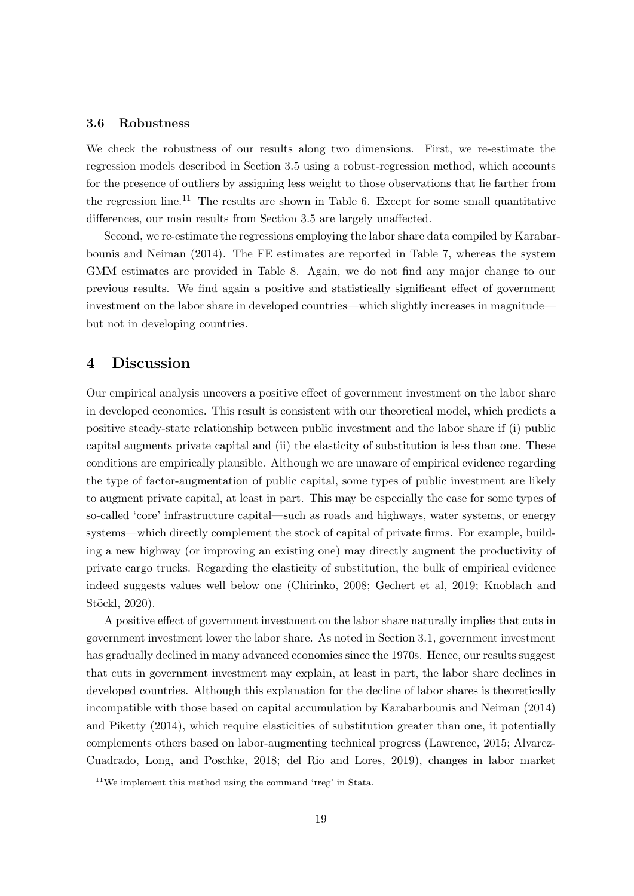### 3.6 Robustness

We check the robustness of our results along two dimensions. First, we re-estimate the regression models described in Section 3.5 using a robust-regression method, which accounts for the presence of outliers by assigning less weight to those observations that lie farther from the regression line.[11] The results are shown in Table 6. Except for some small quantitative differences, our main results from Section 3.5 are largely unaffected.

Second, we re-estimate the regressions employing the labor share data compiled by Karabarbounis and Neiman (2014). The FE estimates are reported in Table 7, whereas the system GMM estimates are provided in Table 8. Again, we do not find any major change to our previous results. We find again a positive and statistically significant effect of government investment on the labor share in developed countries—which slightly increases in magnitude—but not in developing countries.

## 4 Discussion

Our empirical analysis uncovers a positive effect of government investment on the labor share in developed economies. This result is consistent with our theoretical model, which predicts a positive steady-state relationship between public investment and the labor share if (i) public capital augments private capital and (ii) the elasticity of substitution is less than one. These conditions are empirically plausible. Although we are unaware of empirical evidence regarding the type of factor-augmentation of public capital, some types of public investment are likely to augment private capital, at least in part. This may be especially the case for some types of so-called 'core' infrastructure capital—such as roads and highways, water systems, or energy systems—which directly complement the stock of capital of private firms. For example, building a new highway (or improving an existing one) may directly augment the productivity of private cargo trucks. Regarding the elasticity of substitution, the bulk of empirical evidence indeed suggests values well below one (Chirinko, 2008; Gechert et al, 2019; Knoblach and Stöckl, 2020).

A positive effect of government investment on the labor share naturally implies that cuts in government investment lower the labor share. As noted in Section 3.1, government investment has gradually declined in many advanced economies since the 1970s. Hence, our results suggest that cuts in government investment may explain, at least in part, the labor share declines in developed countries. Although this explanation for the decline of labor shares is theoretically incompatible with those based on capital accumulation by Karabarbounis and Neiman (2014) and Piketty (2014), which require elasticities of substitution greater than one, it potentially complements others based on labor-augmenting technical progress (Lawrence, 2015; Alvarez-Cuadrado, Long, and Poschke, 2018; del Rio and Lores, 2019), changes in labor market

[11] We implement this method using the command 'rreg' in Stata.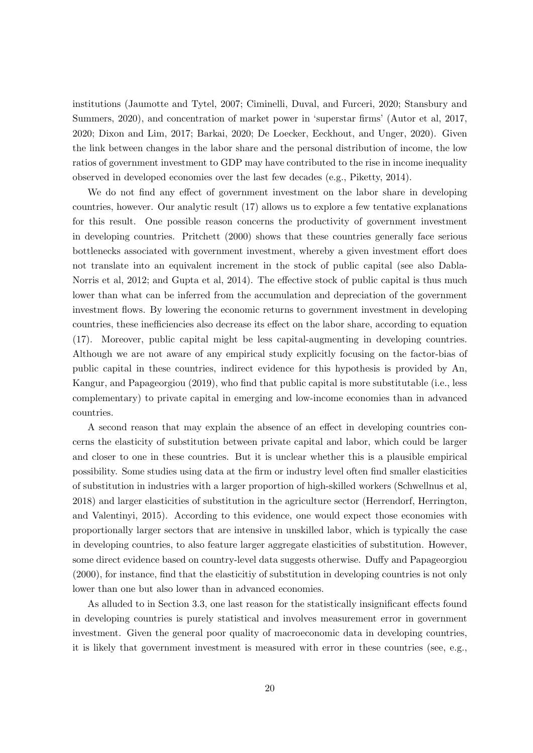institutions (Jaumotte and Tytel, 2007; Ciminelli, Duval, and Furceri, 2020; Stansbury and Summers, 2020), and concentration of market power in 'superstar firms' (Autor et al, 2017, 2020; Dixon and Lim, 2017; Barkai, 2020; De Loecker, Eeckhout, and Unger, 2020). Given the link between changes in the labor share and the personal distribution of income, the low ratios of government investment to GDP may have contributed to the rise in income inequality observed in developed economies over the last few decades (e.g., Piketty, 2014).

We do not find any effect of government investment on the labor share in developing countries, however. Our analytic result (17) allows us to explore a few tentative explanations for this result. One possible reason concerns the productivity of government investment in developing countries. Pritchett (2000) shows that these countries generally face serious bottlenecks associated with government investment, whereby a given investment effort does not translate into an equivalent increment in the stock of public capital (see also Dabla-Norris et al, 2012; and Gupta et al, 2014). The effective stock of public capital is thus much lower than what can be inferred from the accumulation and depreciation of the government investment flows. By lowering the economic returns to government investment in developing countries, these inefficiencies also decrease its effect on the labor share, according to equation (17). Moreover, public capital might be less capital-augmenting in developing countries. Although we are not aware of any empirical study explicitly focusing on the factor-bias of public capital in these countries, indirect evidence for this hypothesis is provided by An, Kangur, and Papageorgiou (2019), who find that public capital is more substitutable (i.e., less complementary) to private capital in emerging and low-income economies than in advanced countries.

A second reason that may explain the absence of an effect in developing countries concerns the elasticity of substitution between private capital and labor, which could be larger and closer to one in these countries. But it is unclear whether this is a plausible empirical possibility. Some studies using data at the firm or industry level often find smaller elasticities of substitution in industries with a larger proportion of high-skilled workers (Schwellnus et al, 2018) and larger elasticities of substitution in the agriculture sector (Herrendorf, Herrington, and Valentinyi, 2015). According to this evidence, one would expect those economies with proportionally larger sectors that are intensive in unskilled labor, which is typically the case in developing countries, to also feature larger aggregate elasticities of substitution. However, some direct evidence based on country-level data suggests otherwise. Duffy and Papageorgiou (2000), for instance, find that the elasticitiy of substitution in developing countries is not only lower than one but also lower than in advanced economies.

As alluded to in Section 3.3, one last reason for the statistically insignificant effects found in developing countries is purely statistical and involves measurement error in government investment. Given the general poor quality of macroeconomic data in developing countries, it is likely that government investment is measured with error in these countries (see, e.g.,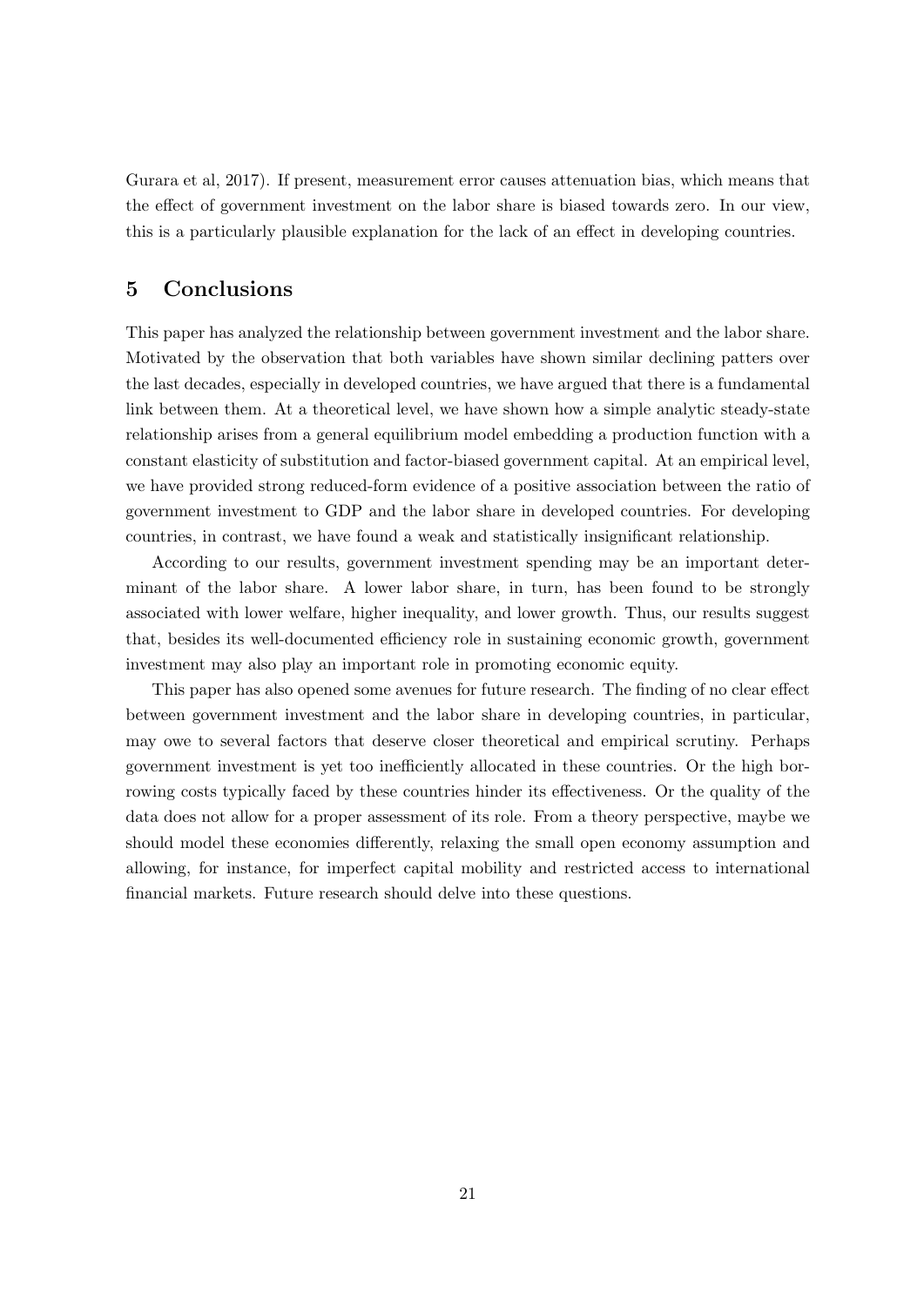Gurara et al, 2017). If present, measurement error causes attenuation bias, which means that the effect of government investment on the labor share is biased towards zero. In our view, this is a particularly plausible explanation for the lack of an effect in developing countries.

## 5 Conclusions

This paper has analyzed the relationship between government investment and the labor share. Motivated by the observation that both variables have shown similar declining patters over the last decades, especially in developed countries, we have argued that there is a fundamental link between them. At a theoretical level, we have shown how a simple analytic steady-state relationship arises from a general equilibrium model embedding a production function with a constant elasticity of substitution and factor-biased government capital. At an empirical level, we have provided strong reduced-form evidence of a positive association between the ratio of government investment to GDP and the labor share in developed countries. For developing countries, in contrast, we have found a weak and statistically insignificant relationship.

According to our results, government investment spending may be an important determinant of the labor share. A lower labor share, in turn, has been found to be strongly associated with lower welfare, higher inequality, and lower growth. Thus, our results suggest that, besides its well-documented efficiency role in sustaining economic growth, government investment may also play an important role in promoting economic equity.

This paper has also opened some avenues for future research. The finding of no clear effect between government investment and the labor share in developing countries, in particular, may owe to several factors that deserve closer theoretical and empirical scrutiny. Perhaps government investment is yet too inefficiently allocated in these countries. Or the high borrowing costs typically faced by these countries hinder its effectiveness. Or the quality of the data does not allow for a proper assessment of its role. From a theory perspective, maybe we should model these economies differently, relaxing the small open economy assumption and allowing, for instance, for imperfect capital mobility and restricted access to international financial markets. Future research should delve into these questions.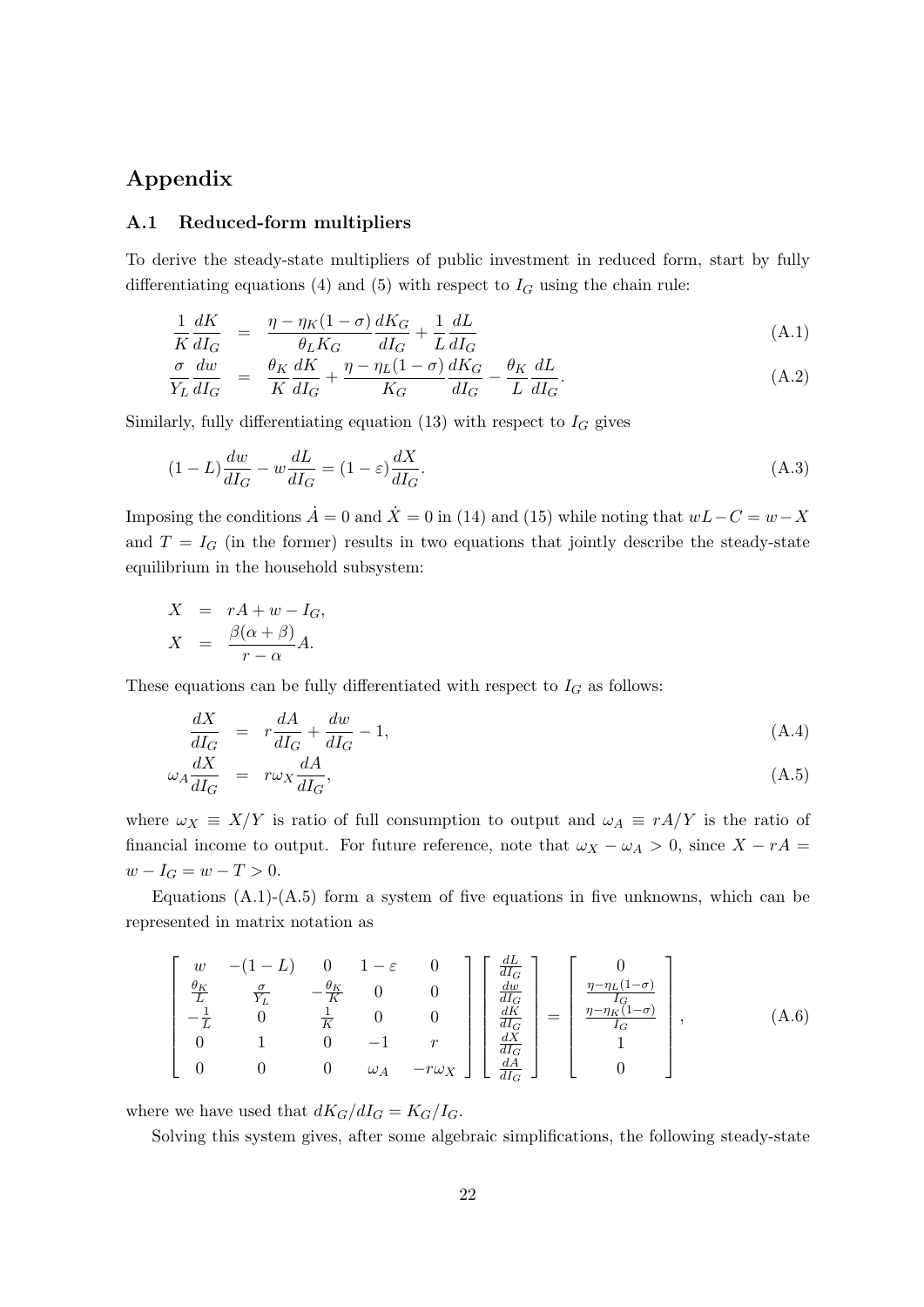## Appendix

### A.1 Reduced-form multipliers

To derive the steady-state multipliers of public investment in reduced form, start by fully differentiating equations (4) and (5) with respect to $I_G$ using the chain rule:

$$\frac{1}{K}\frac{dK}{dI_G} = \frac{\eta - \eta_K(1-\sigma)}{\theta_L K_G}\frac{dK_G}{dI_G} + \frac{1}{L}\frac{dL}{dI_G} \tag{A.1}$$

$$\frac{\sigma}{Y_L}\frac{dw}{dI_G} = \frac{\theta_K}{K}\frac{dK}{dI_G} + \frac{\eta - \eta_L(1-\sigma)}{K_G}\frac{dK_G}{dI_G} - \frac{\theta_K}{L}\frac{dL}{dI_G}. \tag{A.2}$$

Similarly, fully differentiating equation (13) with respect to $I_G$ gives

$$(1-L)\frac{dw}{dI_G} - w\frac{dL}{dI_G} = (1-\varepsilon)\frac{dX}{dI_G}. \tag{A.3}$$

Imposing the conditions $\dot{A} = 0$ and $\dot{X} = 0$ in (14) and (15) while noting that $wL - C = w - X$ and $T = I_G$ (in the former) results in two equations that jointly describe the steady-state equilibrium in the household subsystem:

$$X = rA + w - I_G,$$

$$X = \frac{\beta(\alpha+\beta)}{r-\alpha}A.$$

These equations can be fully differentiated with respect to $I_G$ as follows:

$$\frac{dX}{dI_G} = r\frac{dA}{dI_G} + \frac{dw}{dI_G} - 1, \tag{A.4}$$

$$\omega_A\frac{dX}{dI_G} = r\omega_X\frac{dA}{dI_G}, \tag{A.5}$$

where $\omega_X \equiv X/Y$ is ratio of full consumption to output and $\omega_A \equiv rA/Y$ is the ratio of financial income to output. For future reference, note that $\omega_X - \omega_A > 0$, since $X - rA = w - I_G = w - T > 0$.

Equations (A.1)-(A.5) form a system of five equations in five unknowns, which can be represented in matrix notation as

$$\begin{bmatrix} w & -(1-L) & 0 & 1-\varepsilon & 0 \\ \frac{\theta_K}{L} & \frac{\sigma}{Y_L} & -\frac{\theta_K}{K} & 0 & 0 \\ -\frac{1}{L} & 0 & \frac{1}{K} & 0 & 0 \\ 0 & 1 & 0 & -1 & r \\ 0 & 0 & 0 & \omega_A & -r\omega_X \end{bmatrix} \begin{bmatrix} \frac{dL}{dI_G} \\ \frac{dw}{dI_G} \\ \frac{dK}{dI_G} \\ \frac{dX}{dI_G} \\ \frac{dA}{dI_G} \end{bmatrix} = \begin{bmatrix} 0 \\ \frac{\eta-\eta_L(1-\sigma)}{I_G} \\ \frac{\eta-\eta_K(1-\sigma)}{I_G} \\ 1 \\ 0 \end{bmatrix}, \tag{A.6}$$

where we have used that $dK_G/dI_G = K_G/I_G$.

Solving this system gives, after some algebraic simplifications, the following steady-state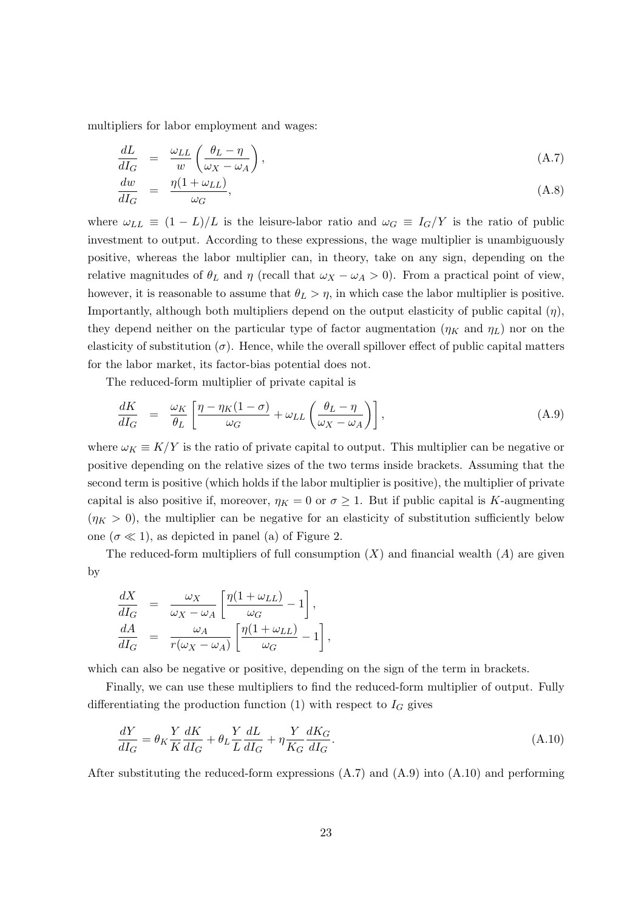multipliers for labor employment and wages:

$$\frac{dL}{dI_G} = \frac{\omega_{LL}}{w}\left(\frac{\theta_L - \eta}{\omega_X - \omega_A}\right), \tag{A.7}$$

$$\frac{dw}{dI_G} = \frac{\eta(1+\omega_{LL})}{\omega_G}, \tag{A.8}$$

where $\omega_{LL} \equiv (1-L)/L$ is the leisure-labor ratio and $\omega_G \equiv I_G/Y$ is the ratio of public investment to output. According to these expressions, the wage multiplier is unambiguously positive, whereas the labor multiplier can, in theory, take on any sign, depending on the relative magnitudes of $\theta_L$ and $\eta$ (recall that $\omega_X - \omega_A > 0$). From a practical point of view, however, it is reasonable to assume that $\theta_L > \eta$, in which case the labor multiplier is positive. Importantly, although both multipliers depend on the output elasticity of public capital ($\eta$), they depend neither on the particular type of factor augmentation ($\eta_K$ and $\eta_L$) nor on the elasticity of substitution ($\sigma$). Hence, while the overall spillover effect of public capital matters for the labor market, its factor-bias potential does not.

The reduced-form multiplier of private capital is

$$\frac{dK}{dI_G} = \frac{\omega_K}{\theta_L}\left[\frac{\eta - \eta_K(1-\sigma)}{\omega_G} + \omega_{LL}\left(\frac{\theta_L - \eta}{\omega_X - \omega_A}\right)\right], \tag{A.9}$$

where $\omega_K \equiv K/Y$ is the ratio of private capital to output. This multiplier can be negative or positive depending on the relative sizes of the two terms inside brackets. Assuming that the second term is positive (which holds if the labor multiplier is positive), the multiplier of private capital is also positive if, moreover, $\eta_K = 0$ or $\sigma \geq 1$. But if public capital is $K$-augmenting ($\eta_K > 0$), the multiplier can be negative for an elasticity of substitution sufficiently below one ($\sigma \ll 1$), as depicted in panel (a) of Figure 2.

The reduced-form multipliers of full consumption ($X$) and financial wealth ($A$) are given by

$$\frac{dX}{dI_G} = \frac{\omega_X}{\omega_X - \omega_A}\left[\frac{\eta(1+\omega_{LL})}{\omega_G} - 1\right],$$

$$\frac{dA}{dI_G} = \frac{\omega_A}{r(\omega_X - \omega_A)}\left[\frac{\eta(1+\omega_{LL})}{\omega_G} - 1\right],$$

which can also be negative or positive, depending on the sign of the term in brackets.

Finally, we can use these multipliers to find the reduced-form multiplier of output. Fully differentiating the production function (1) with respect to $I_G$ gives

$$\frac{dY}{dI_G} = \theta_K \frac{Y}{K}\frac{dK}{dI_G} + \theta_L \frac{Y}{L}\frac{dL}{dI_G} + \eta \frac{Y}{K_G}\frac{dK_G}{dI_G}. \tag{A.10}$$

After substituting the reduced-form expressions (A.7) and (A.9) into (A.10) and performing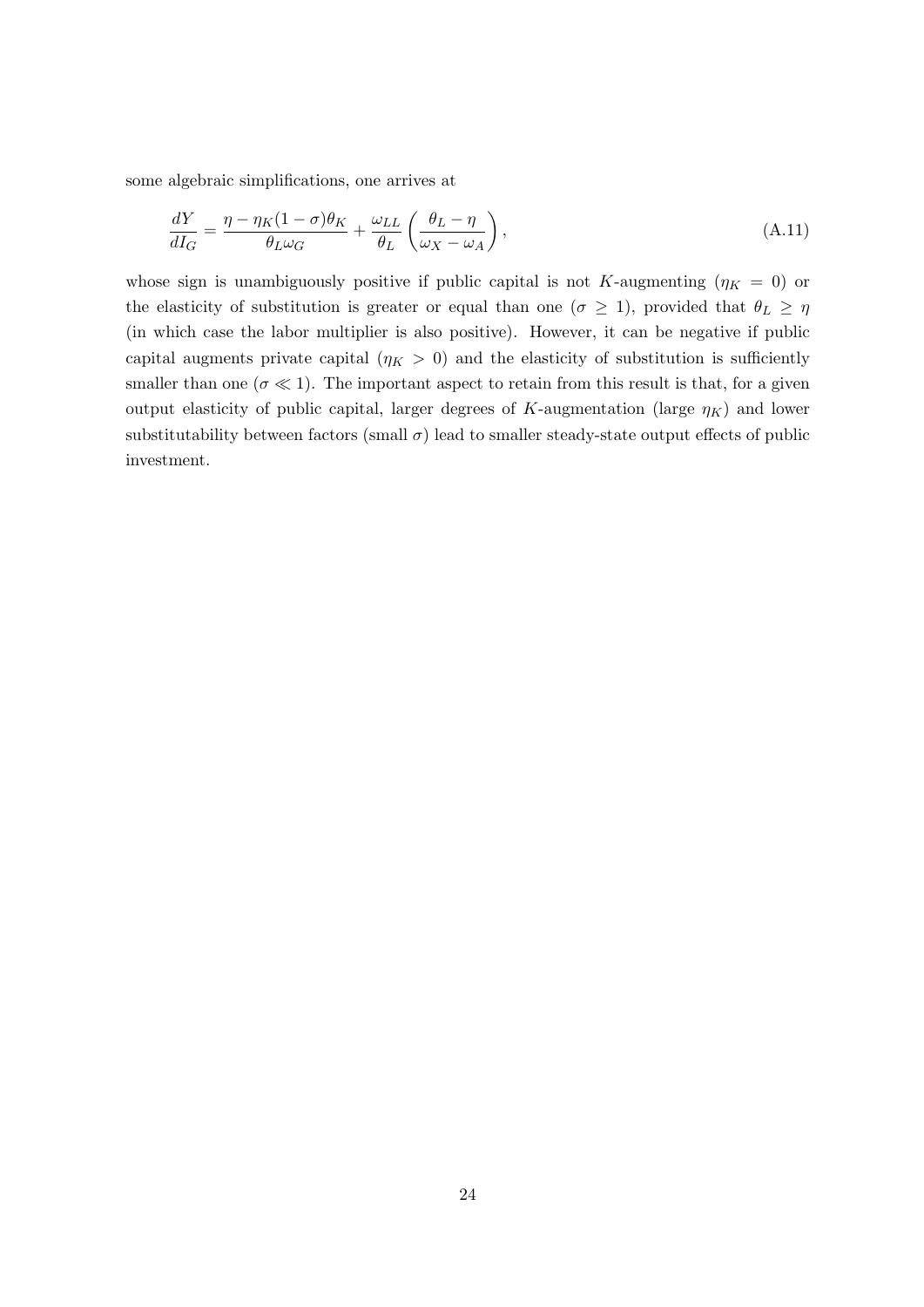some algebraic simplifications, one arrives at

$$\frac{dY}{dI_G} = \frac{\eta - \eta_K(1-\sigma)\theta_K}{\theta_L \omega_G} + \frac{\omega_{LL}}{\theta_L}\left(\frac{\theta_L - \eta}{\omega_X - \omega_A}\right), \tag{A.11}$$

whose sign is unambiguously positive if public capital is not $K$-augmenting ($\eta_K = 0$) or the elasticity of substitution is greater or equal than one ($\sigma \geq 1$), provided that $\theta_L \geq \eta$ (in which case the labor multiplier is also positive). However, it can be negative if public capital augments private capital ($\eta_K > 0$) and the elasticity of substitution is sufficiently smaller than one ($\sigma \ll 1$). The important aspect to retain from this result is that, for a given output elasticity of public capital, larger degrees of $K$-augmentation (large $\eta_K$) and lower substitutability between factors (small $\sigma$) lead to smaller steady-state output effects of public investment.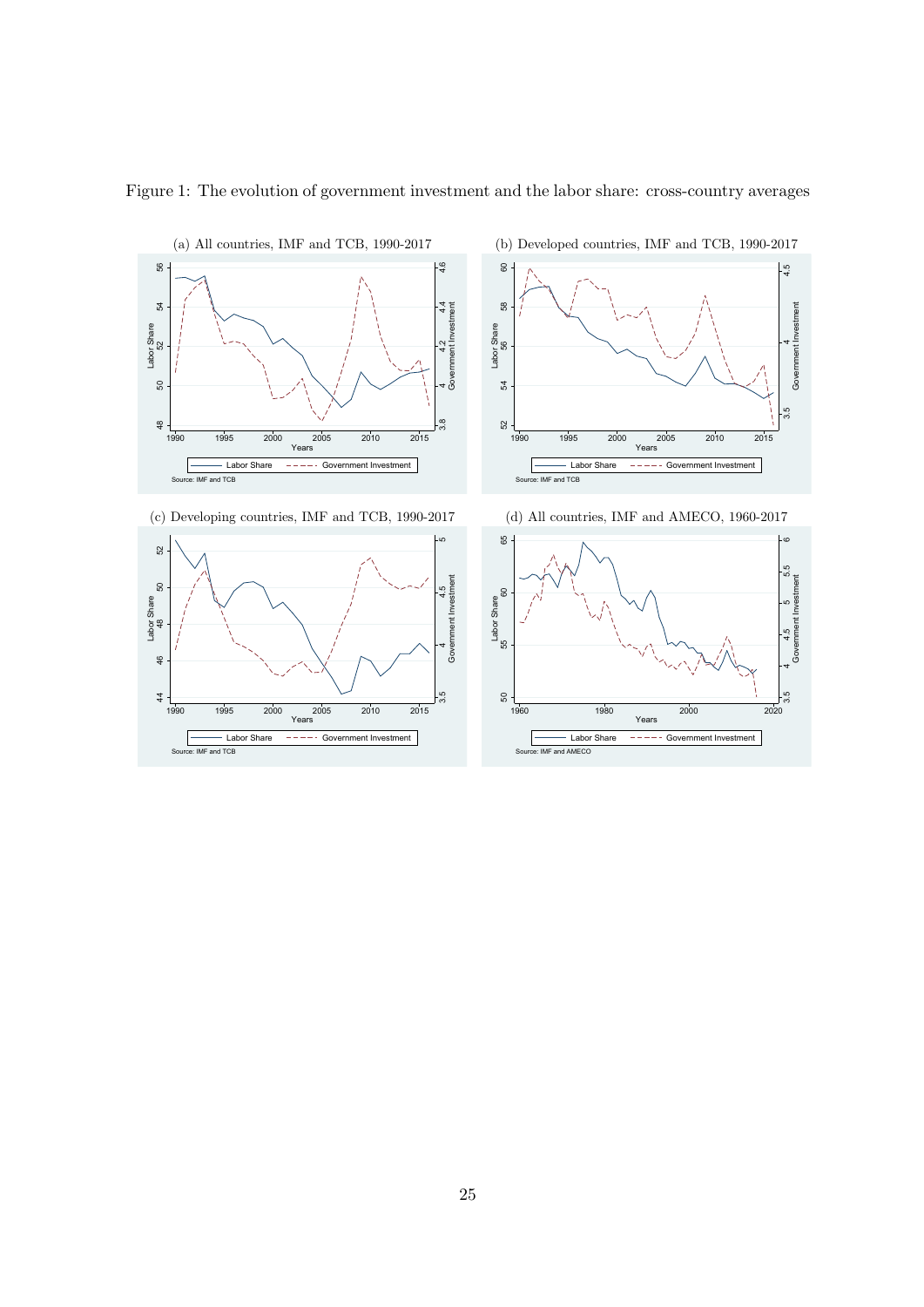Figure 1: The evolution of government investment and the labor share: cross-country averages

(a) All countries, IMF and TCB, 1990-2017

(b) Developed countries, IMF and TCB, 1990-2017

(c) Developing countries, IMF and TCB, 1990-2017

(d) All countries, IMF and AMECO, 1960-2017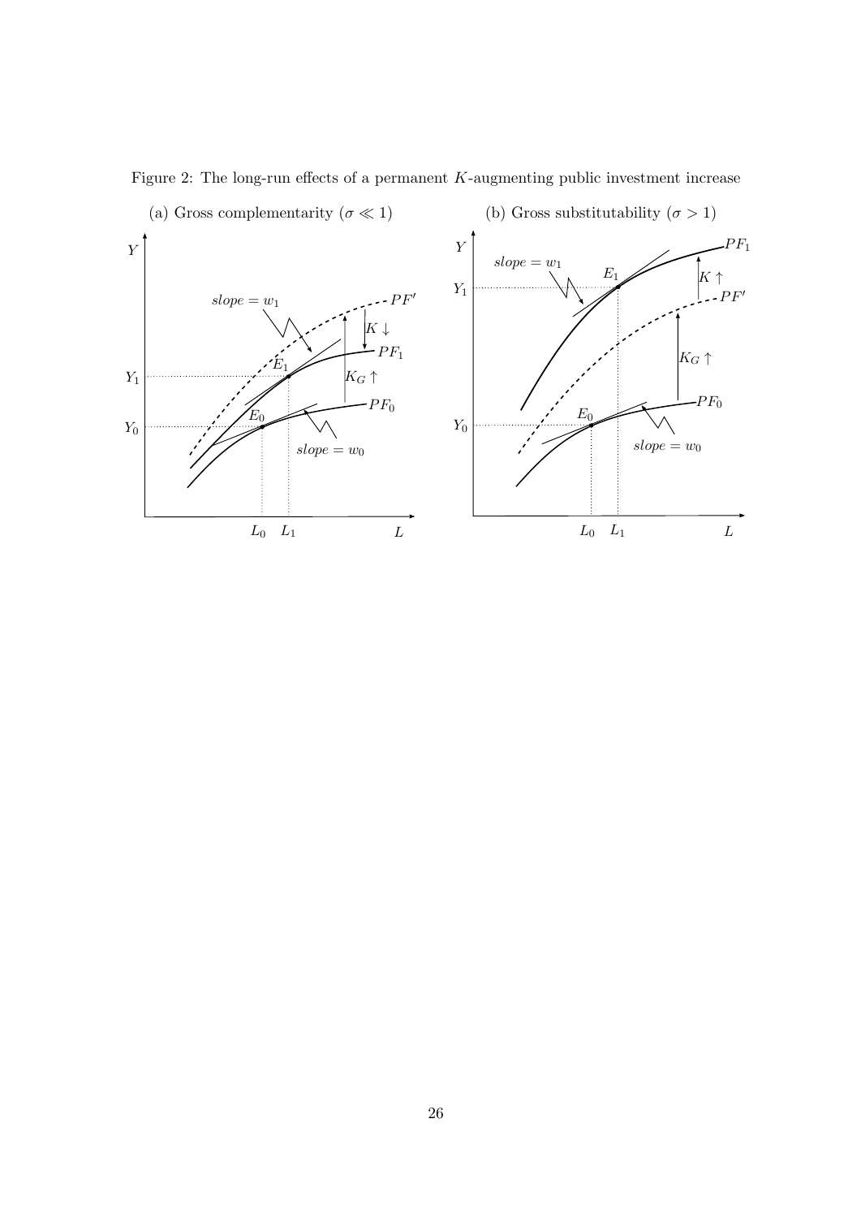Figure 2: The long-run effects of a permanent $K$-augmenting public investment increase

(a) Gross complementarity ($\sigma \ll 1$)

(b) Gross substitutability ($\sigma > 1$)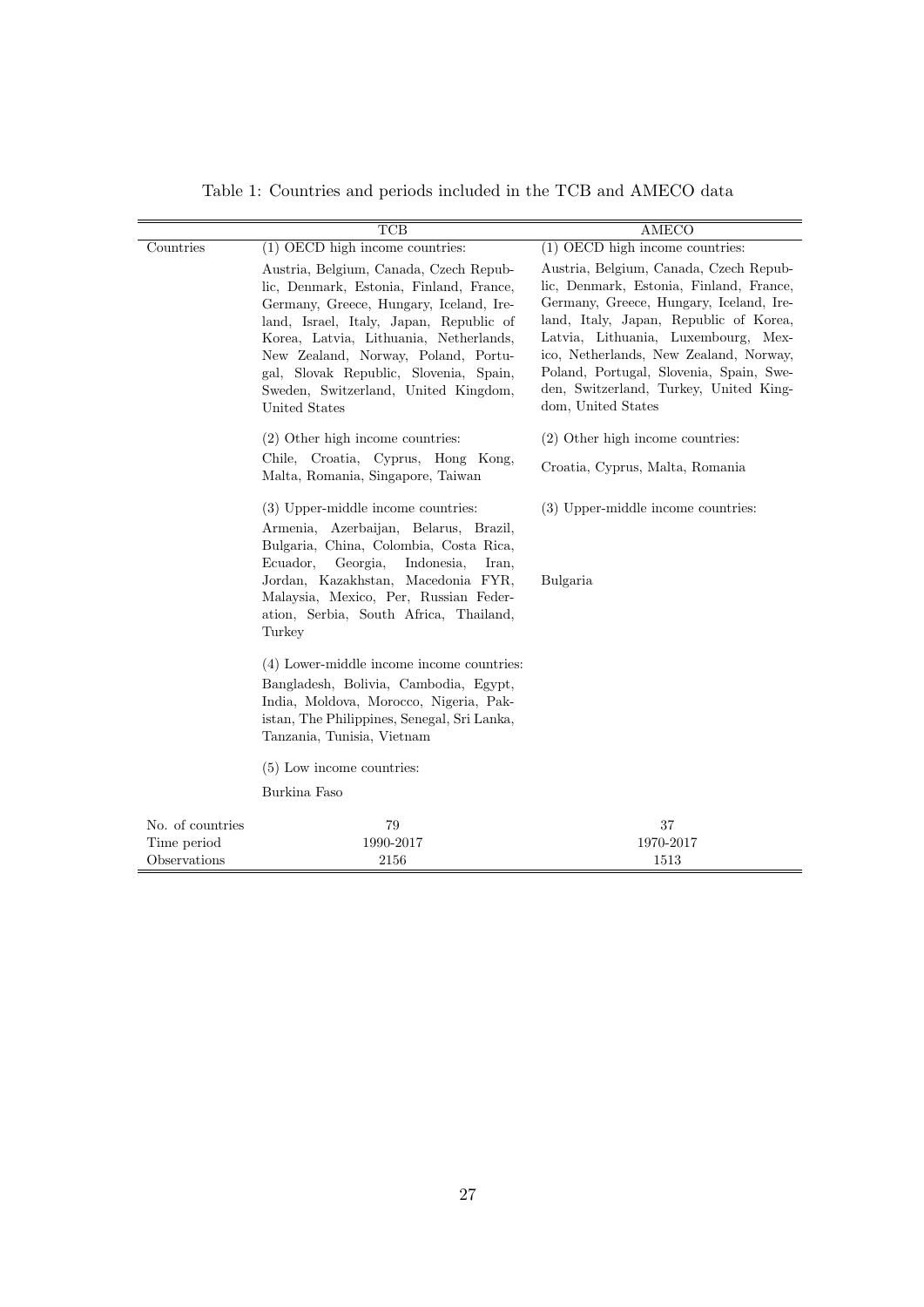Table 1: Countries and periods included in the TCB and AMECO data

| | TCB | AMECO |
|---|---|---|
| Countries | (1) OECD high income countries: | (1) OECD high income countries: |
| | Austria, Belgium, Canada, Czech Republic, Denmark, Estonia, Finland, France, Germany, Greece, Hungary, Iceland, Ireland, Israel, Italy, Japan, Republic of Korea, Latvia, Lithuania, Netherlands, New Zealand, Norway, Poland, Portugal, Slovak Republic, Slovenia, Spain, Sweden, Switzerland, United Kingdom, United States | Austria, Belgium, Canada, Czech Republic, Denmark, Estonia, Finland, France, Germany, Greece, Hungary, Iceland, Ireland, Italy, Japan, Republic of Korea, Latvia, Lithuania, Luxembourg, Mexico, Netherlands, New Zealand, Norway, Poland, Portugal, Slovenia, Spain, Sweden, Switzerland, Turkey, United Kingdom, United States |
| | (2) Other high income countries: | (2) Other high income countries: |
| | Chile, Croatia, Cyprus, Hong Kong, Malta, Romania, Singapore, Taiwan | Croatia, Cyprus, Malta, Romania |
| | (3) Upper-middle income countries: | (3) Upper-middle income countries: |
| | Armenia, Azerbaijan, Belarus, Brazil, Bulgaria, China, Colombia, Costa Rica, Ecuador, Georgia, Indonesia, Iran, Jordan, Kazakhstan, Macedonia FYR, Malaysia, Mexico, Per, Russian Federation, Serbia, South Africa, Thailand, Turkey | Bulgaria |
| | (4) Lower-middle income income countries: | |
| | Bangladesh, Bolivia, Cambodia, Egypt, India, Moldova, Morocco, Nigeria, Pakistan, The Philippines, Senegal, Sri Lanka, Tanzania, Tunisia, Vietnam | |
| | (5) Low income countries: | |
| | Burkina Faso | |
| No. of countries | 79 | 37 |
| Time period | 1990-2017 | 1970-2017 |
| Observations | 2156 | 1513 |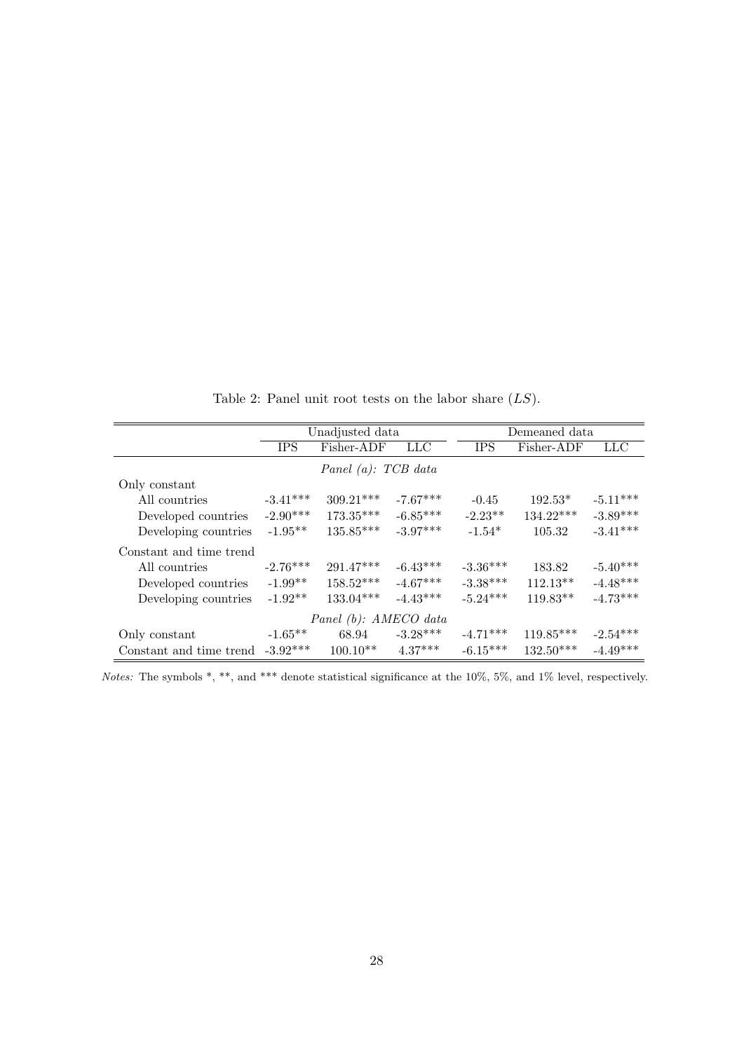Table 2: Panel unit root tests on the labor share ($LS$).

| | Unadjusted data | | | Demeaned data | | |
|---|---|---|---|---|---|---|
| | IPS | Fisher-ADF | LLC | IPS | Fisher-ADF | LLC |
| *Panel (a): TCB data* | | | | | | |
| Only constant | | | | | | |
| All countries | -3.41*** | 309.21*** | -7.67*** | -0.45 | 192.53* | -5.11*** |
| Developed countries | -2.90*** | 173.35*** | -6.85*** | -2.23** | 134.22*** | -3.89*** |
| Developing countries | -1.95** | 135.85*** | -3.97*** | -1.54* | 105.32 | -3.41*** |
| Constant and time trend | | | | | | |
| All countries | -2.76*** | 291.47*** | -6.43*** | -3.36*** | 183.82 | -5.40*** |
| Developed countries | -1.99** | 158.52*** | -4.67*** | -3.38*** | 112.13** | -4.48*** |
| Developing countries | -1.92** | 133.04*** | -4.43*** | -5.24*** | 119.83** | -4.73*** |
| *Panel (b): AMECO data* | | | | | | |
| Only constant | -1.65** | 68.94 | -3.28*** | -4.71*** | 119.85*** | -2.54*** |
| Constant and time trend | -3.92*** | 100.10** | 4.37*** | -6.15*** | 132.50*** | -4.49*** |

*Notes:* The symbols *, **, and *** denote statistical significance at the 10%, 5%, and 1% level, respectively.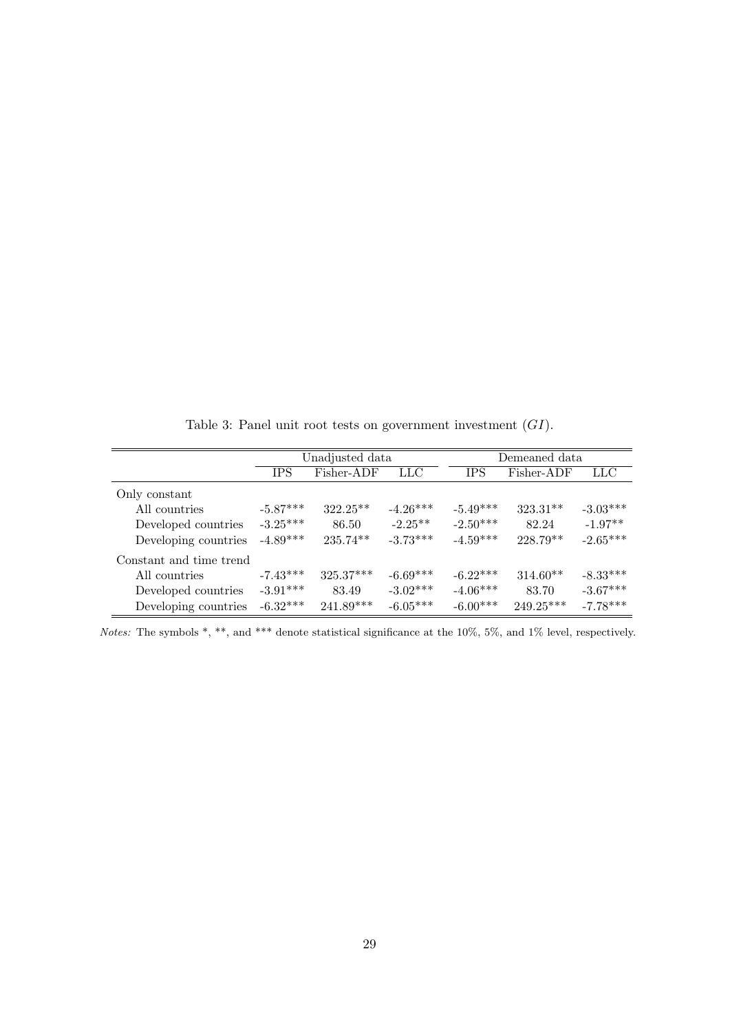Table 3: Panel unit root tests on government investment ($GI$).

| | Unadjusted data | | | Demeaned data | | |
|---|---|---|---|---|---|---|
| | IPS | Fisher-ADF | LLC | IPS | Fisher-ADF | LLC |
| Only constant | | | | | | |
| All countries | -5.87*** | 322.25** | -4.26*** | -5.49*** | 323.31** | -3.03*** |
| Developed countries | -3.25*** | 86.50 | -2.25** | -2.50*** | 82.24 | -1.97** |
| Developing countries | -4.89*** | 235.74** | -3.73*** | -4.59*** | 228.79** | -2.65*** |
| Constant and time trend | | | | | | |
| All countries | -7.43*** | 325.37*** | -6.69*** | -6.22*** | 314.60** | -8.33*** |
| Developed countries | -3.91*** | 83.49 | -3.02*** | -4.06*** | 83.70 | -3.67*** |
| Developing countries | -6.32*** | 241.89*** | -6.05*** | -6.00*** | 249.25*** | -7.78*** |

*Notes:* The symbols *, **, and *** denote statistical significance at the 10%, 5%, and 1% level, respectively.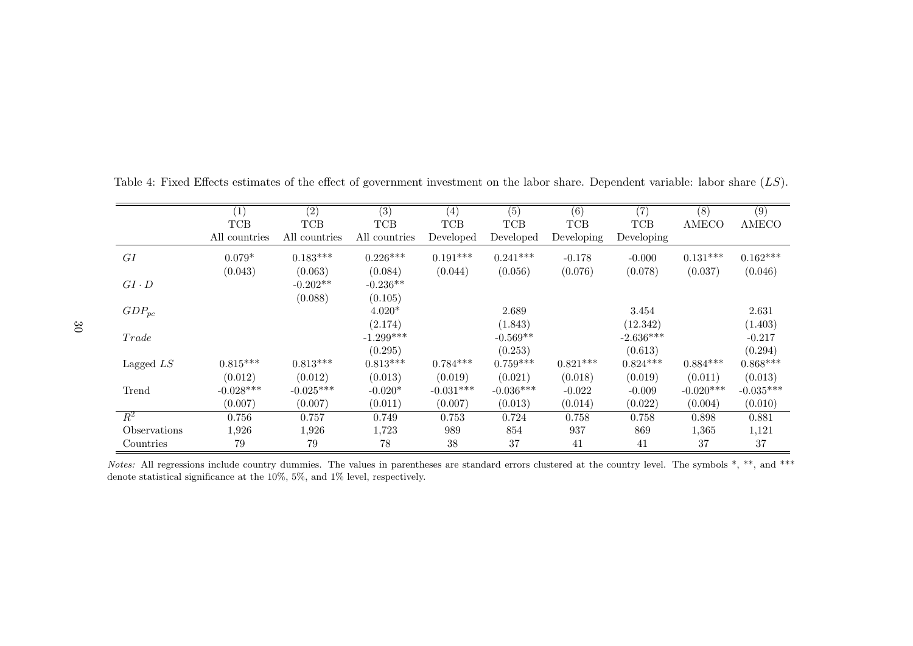Table 4: Fixed Effects estimates of the effect of government investment on the labor share. Dependent variable: labor share ($LS$).

| | (1) | (2) | (3) | (4) | (5) | (6) | (7) | (8) | (9) |
|---|---|---|---|---|---|---|---|---|---|
| | TCB | TCB | TCB | TCB | TCB | TCB | TCB | AMECO | AMECO |
| | All countries | All countries | All countries | Developed | Developed | Developing | Developing | | |
| $GI$ | 0.079* | 0.183*** | 0.226*** | 0.191*** | 0.241*** | -0.178 | -0.000 | 0.131*** | 0.162*** |
| | (0.043) | (0.063) | (0.084) | (0.044) | (0.056) | (0.076) | (0.078) | (0.037) | (0.046) |
| $GI \cdot D$ | | -0.202** | -0.236** | | | | | | |
| | | (0.088) | (0.105) | | | | | | |
| $GDP_{pc}$ | | | 4.020* | | 2.689 | | 3.454 | | 2.631 |
| | | | (2.174) | | (1.843) | | (12.342) | | (1.403) |
| $Trade$ | | | -1.299*** | | -0.569** | | -2.636*** | | -0.217 |
| | | | (0.295) | | (0.253) | | (0.613) | | (0.294) |
| Lagged $LS$ | 0.815*** | 0.813*** | 0.813*** | 0.784*** | 0.759*** | 0.821*** | 0.824*** | 0.884*** | 0.868*** |
| | (0.012) | (0.012) | (0.013) | (0.019) | (0.021) | (0.018) | (0.019) | (0.011) | (0.013) |
| Trend | -0.028*** | -0.025*** | -0.020* | -0.031*** | -0.036*** | -0.022 | -0.009 | -0.020*** | -0.035*** |
| | (0.007) | (0.007) | (0.011) | (0.007) | (0.013) | (0.014) | (0.022) | (0.004) | (0.010) |
| $R^2$ | 0.756 | 0.757 | 0.749 | 0.753 | 0.724 | 0.758 | 0.758 | 0.898 | 0.881 |
| Observations | 1,926 | 1,926 | 1,723 | 989 | 854 | 937 | 869 | 1,365 | 1,121 |
| Countries | 79 | 79 | 78 | 38 | 37 | 41 | 41 | 37 | 37 |

*Notes:* All regressions include country dummies. The values in parentheses are standard errors clustered at the country level. The symbols *, **, and *** denote statistical significance at the 10%, 5%, and 1% level, respectively.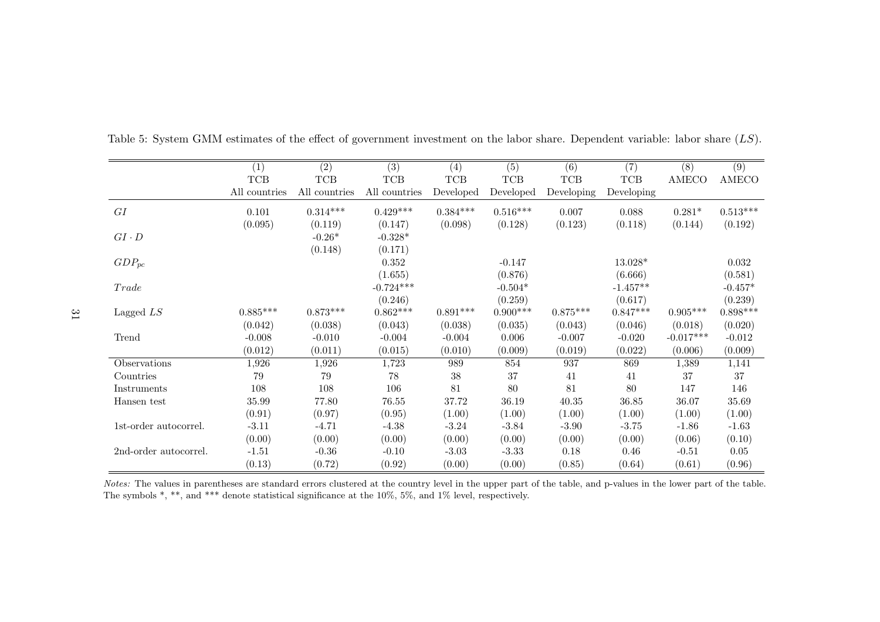Table 5: System GMM estimates of the effect of government investment on the labor share. Dependent variable: labor share ($LS$).

| | (1) | (2) | (3) | (4) | (5) | (6) | (7) | (8) | (9) |
|---|---|---|---|---|---|---|---|---|---|
| | TCB | TCB | TCB | TCB | TCB | TCB | TCB | AMECO | AMECO |
| | All countries | All countries | All countries | Developed | Developed | Developing | Developing | | |
| $GI$ | 0.101 | 0.314*** | 0.429*** | 0.384*** | 0.516*** | 0.007 | 0.088 | 0.281* | 0.513*** |
| | (0.095) | (0.119) | (0.147) | (0.098) | (0.128) | (0.123) | (0.118) | (0.144) | (0.192) |
| $GI \cdot D$ | | -0.26* | -0.328* | | | | | | |
| | | (0.148) | (0.171) | | | | | | |
| $GDP_{pc}$ | | | 0.352 | | -0.147 | | 13.028* | | 0.032 |
| | | | (1.655) | | (0.876) | | (6.666) | | (0.581) |
| $Trade$ | | | -0.724*** | | -0.504* | | -1.457** | | -0.457* |
| | | | (0.246) | | (0.259) | | (0.617) | | (0.239) |
| Lagged $LS$ | 0.885*** | 0.873*** | 0.862*** | 0.891*** | 0.900*** | 0.875*** | 0.847*** | 0.905*** | 0.898*** |
| | (0.042) | (0.038) | (0.043) | (0.038) | (0.035) | (0.043) | (0.046) | (0.018) | (0.020) |
| Trend | -0.008 | -0.010 | -0.004 | -0.004 | 0.006 | -0.007 | -0.020 | -0.017*** | -0.012 |
| | (0.012) | (0.011) | (0.015) | (0.010) | (0.009) | (0.019) | (0.022) | (0.006) | (0.009) |
| Observations | 1,926 | 1,926 | 1,723 | 989 | 854 | 937 | 869 | 1,389 | 1,141 |
| Countries | 79 | 79 | 78 | 38 | 37 | 41 | 41 | 37 | 37 |
| Instruments | 108 | 108 | 106 | 81 | 80 | 81 | 80 | 147 | 146 |
| Hansen test | 35.99 | 77.80 | 76.55 | 37.72 | 36.19 | 40.35 | 36.85 | 36.07 | 35.69 |
| | (0.91) | (0.97) | (0.95) | (1.00) | (1.00) | (1.00) | (1.00) | (1.00) | (1.00) |
| 1st-order autocorrel. | -3.11 | -4.71 | -4.38 | -3.24 | -3.84 | -3.90 | -3.75 | -1.86 | -1.63 |
| | (0.00) | (0.00) | (0.00) | (0.00) | (0.00) | (0.00) | (0.00) | (0.06) | (0.10) |
| 2nd-order autocorrel. | -1.51 | -0.36 | -0.10 | -3.03 | -3.33 | 0.18 | 0.46 | -0.51 | 0.05 |
| | (0.13) | (0.72) | (0.92) | (0.00) | (0.00) | (0.85) | (0.64) | (0.61) | (0.96) |

*Notes:* The values in parentheses are standard errors clustered at the country level in the upper part of the table, and p-values in the lower part of the table. The symbols *, **, and *** denote statistical significance at the 10%, 5%, and 1% level, respectively.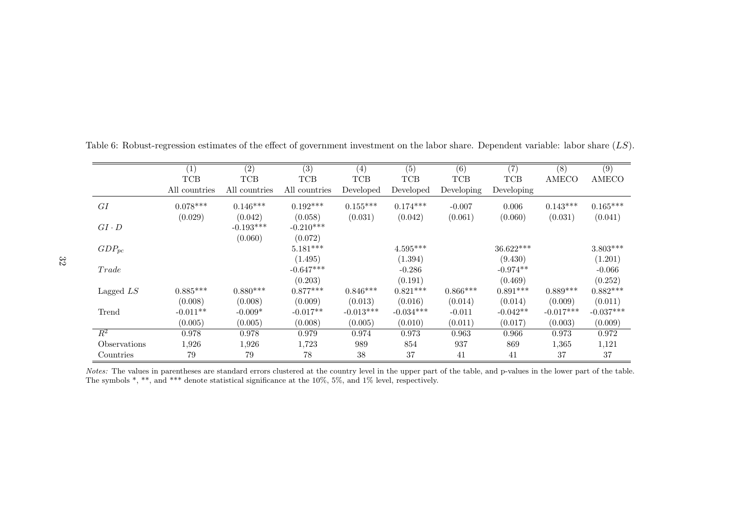Table 6: Robust-regression estimates of the effect of government investment on the labor share. Dependent variable: labor share ($LS$).

| | (1) | (2) | (3) | (4) | (5) | (6) | (7) | (8) | (9) |
|---|---|---|---|---|---|---|---|---|---|
| | TCB | TCB | TCB | TCB | TCB | TCB | TCB | AMECO | AMECO |
| | All countries | All countries | All countries | Developed | Developed | Developing | Developing | | |
| $GI$ | 0.078*** | 0.146*** | 0.192*** | 0.155*** | 0.174*** | -0.007 | 0.006 | 0.143*** | 0.165*** |
| | (0.029) | (0.042) | (0.058) | (0.031) | (0.042) | (0.061) | (0.060) | (0.031) | (0.041) |
| $GI \cdot D$ | | -0.193*** | -0.210*** | | | | | | |
| | | (0.060) | (0.072) | | | | | | |
| $GDP_{pc}$ | | | 5.181*** | | 4.595*** | | 36.622*** | | 3.803*** |
| | | | (1.495) | | (1.394) | | (9.430) | | (1.201) |
| $Trade$ | | | -0.647*** | | -0.286 | | -0.974** | | -0.066 |
| | | | (0.203) | | (0.191) | | (0.469) | | (0.252) |
| Lagged $LS$ | 0.885*** | 0.880*** | 0.877*** | 0.846*** | 0.821*** | 0.866*** | 0.891*** | 0.889*** | 0.882*** |
| | (0.008) | (0.008) | (0.009) | (0.013) | (0.016) | (0.014) | (0.014) | (0.009) | (0.011) |
| Trend | -0.011** | -0.009* | -0.017** | -0.013*** | -0.034*** | -0.011 | -0.042** | -0.017*** | -0.037*** |
| | (0.005) | (0.005) | (0.008) | (0.005) | (0.010) | (0.011) | (0.017) | (0.003) | (0.009) |
| $R^2$ | 0.978 | 0.978 | 0.979 | 0.974 | 0.973 | 0.963 | 0.966 | 0.973 | 0.972 |
| Observations | 1,926 | 1,926 | 1,723 | 989 | 854 | 937 | 869 | 1,365 | 1,121 |
| Countries | 79 | 79 | 78 | 38 | 37 | 41 | 41 | 37 | 37 |

*Notes:* The values in parentheses are standard errors clustered at the country level in the upper part of the table, and p-values in the lower part of the table. The symbols *, **, and *** denote statistical significance at the 10%, 5%, and 1% level, respectively.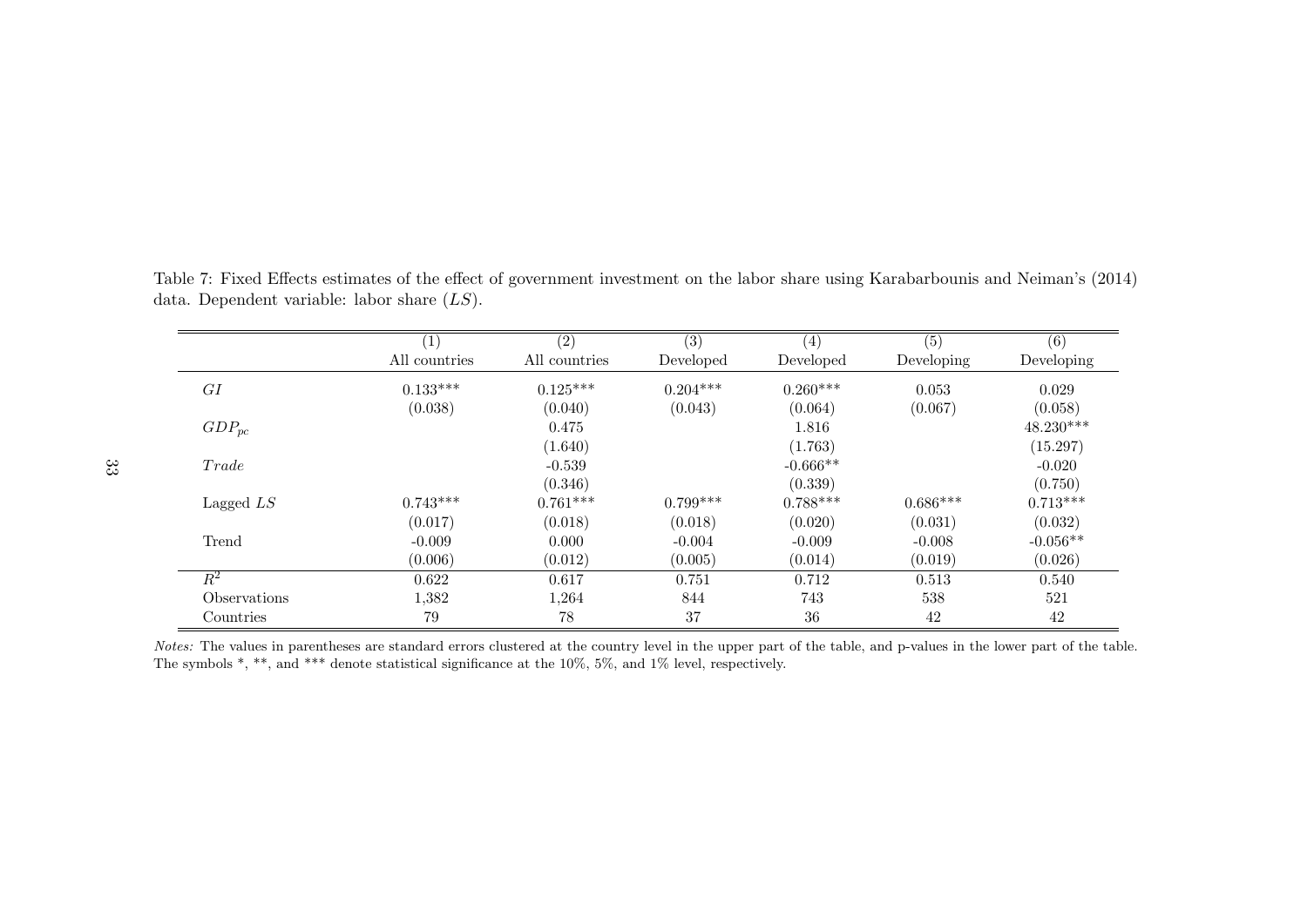Table 7: Fixed Effects estimates of the effect of government investment on the labor share using Karabarbounis and Neiman's (2014) data. Dependent variable: labor share ($LS$).

| | (1) | (2) | (3) | (4) | (5) | (6) |
|---|---|---|---|---|---|---|
| | All countries | All countries | Developed | Developed | Developing | Developing |
| $GI$ | 0.133*** | 0.125*** | 0.204*** | 0.260*** | 0.053 | 0.029 |
| | (0.038) | (0.040) | (0.043) | (0.064) | (0.067) | (0.058) |
| $GDP_{pc}$ | | 0.475 | | 1.816 | | 48.230*** |
| | | (1.640) | | (1.763) | | (15.297) |
| $Trade$ | | -0.539 | | -0.666** | | -0.020 |
| | | (0.346) | | (0.339) | | (0.750) |
| Lagged $LS$ | 0.743*** | 0.761*** | 0.799*** | 0.788*** | 0.686*** | 0.713*** |
| | (0.017) | (0.018) | (0.018) | (0.020) | (0.031) | (0.032) |
| Trend | -0.009 | 0.000 | -0.004 | -0.009 | -0.008 | -0.056** |
| | (0.006) | (0.012) | (0.005) | (0.014) | (0.019) | (0.026) |
| $R^2$ | 0.622 | 0.617 | 0.751 | 0.712 | 0.513 | 0.540 |
| Observations | 1,382 | 1,264 | 844 | 743 | 538 | 521 |
| Countries | 79 | 78 | 37 | 36 | 42 | 42 |

*Notes:* The values in parentheses are standard errors clustered at the country level in the upper part of the table, and p-values in the lower part of the table. The symbols *, **, and *** denote statistical significance at the 10%, 5%, and 1% level, respectively.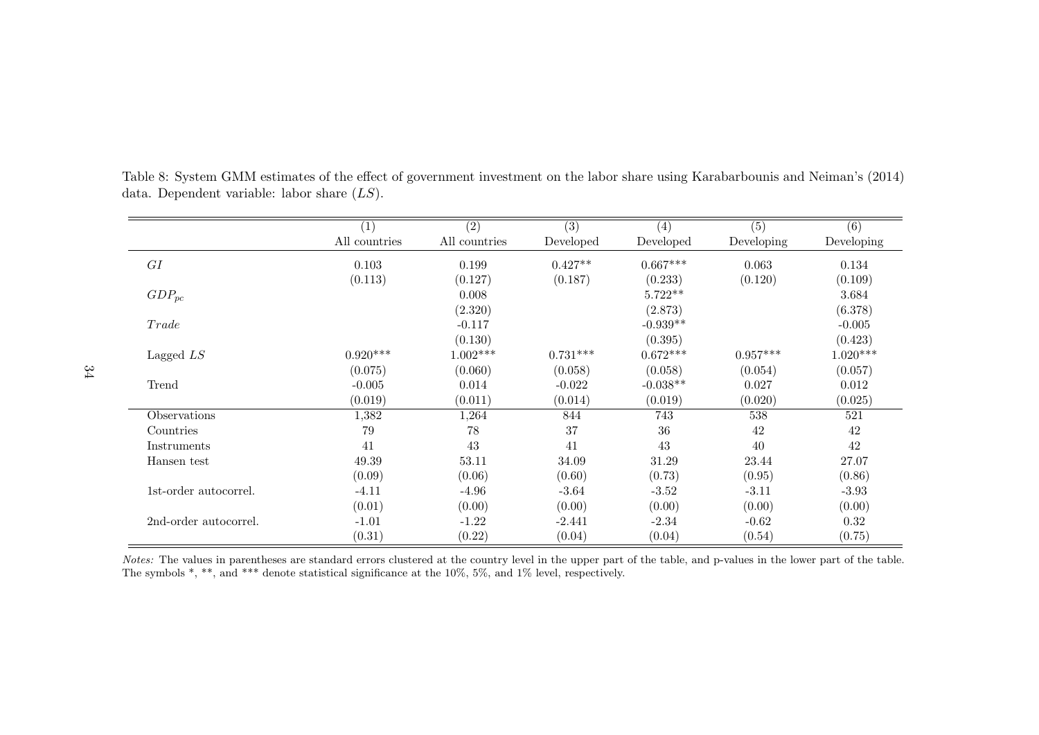Table 8: System GMM estimates of the effect of government investment on the labor share using Karabarbounis and Neiman's (2014) data. Dependent variable: labor share ($LS$).

| | (1) | (2) | (3) | (4) | (5) | (6) |
|---|---|---|---|---|---|---|
| | All countries | All countries | Developed | Developed | Developing | Developing |
| $GI$ | 0.103 | 0.199 | 0.427** | 0.667*** | 0.063 | 0.134 |
| | (0.113) | (0.127) | (0.187) | (0.233) | (0.120) | (0.109) |
| $GDP_{pc}$ | | 0.008 | | 5.722** | | 3.684 |
| | | (2.320) | | (2.873) | | (6.378) |
| $Trade$ | | -0.117 | | -0.939** | | -0.005 |
| | | (0.130) | | (0.395) | | (0.423) |
| Lagged $LS$ | 0.920*** | 1.002*** | 0.731*** | 0.672*** | 0.957*** | 1.020*** |
| | (0.075) | (0.060) | (0.058) | (0.058) | (0.054) | (0.057) |
| Trend | -0.005 | 0.014 | -0.022 | -0.038** | 0.027 | 0.012 |
| | (0.019) | (0.011) | (0.014) | (0.019) | (0.020) | (0.025) |
| Observations | 1,382 | 1,264 | 844 | 743 | 538 | 521 |
| Countries | 79 | 78 | 37 | 36 | 42 | 42 |
| Instruments | 41 | 43 | 41 | 43 | 40 | 42 |
| Hansen test | 49.39 | 53.11 | 34.09 | 31.29 | 23.44 | 27.07 |
| | (0.09) | (0.06) | (0.60) | (0.73) | (0.95) | (0.86) |
| 1st-order autocorrel. | -4.11 | -4.96 | -3.64 | -3.52 | -3.11 | -3.93 |
| | (0.01) | (0.00) | (0.00) | (0.00) | (0.00) | (0.00) |
| 2nd-order autocorrel. | -1.01 | -1.22 | -2.441 | -2.34 | -0.62 | 0.32 |
| | (0.31) | (0.22) | (0.04) | (0.04) | (0.54) | (0.75) |

*Notes:* The values in parentheses are standard errors clustered at the country level in the upper part of the table, and p-values in the lower part of the table. The symbols *, **, and *** denote statistical significance at the 10%, 5%, and 1% level, respectively.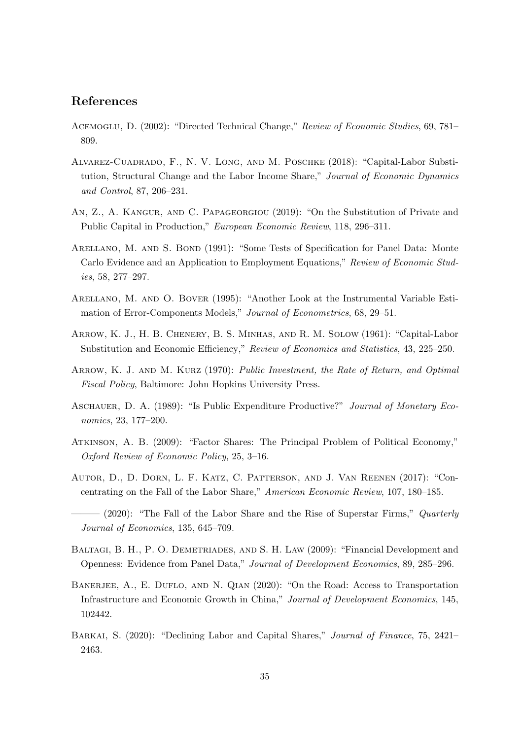## References

Acemoglu, D. (2002): "Directed Technical Change," *Review of Economic Studies*, 69, 781–809.

Alvarez-Cuadrado, F., N. V. Long, and M. Poschke (2018): "Capital-Labor Substitution, Structural Change and the Labor Income Share," *Journal of Economic Dynamics and Control*, 87, 206–231.

An, Z., A. Kangur, and C. Papageorgiou (2019): "On the Substitution of Private and Public Capital in Production," *European Economic Review*, 118, 296–311.

Arellano, M. and S. Bond (1991): "Some Tests of Specification for Panel Data: Monte Carlo Evidence and an Application to Employment Equations," *Review of Economic Studies*, 58, 277–297.

Arellano, M. and O. Bover (1995): "Another Look at the Instrumental Variable Estimation of Error-Components Models," *Journal of Econometrics*, 68, 29–51.

Arrow, K. J., H. B. Chenery, B. S. Minhas, and R. M. Solow (1961): "Capital-Labor Substitution and Economic Efficiency," *Review of Economics and Statistics*, 43, 225–250.

Arrow, K. J. and M. Kurz (1970): *Public Investment, the Rate of Return, and Optimal Fiscal Policy*, Baltimore: John Hopkins University Press.

Aschauer, D. A. (1989): "Is Public Expenditure Productive?" *Journal of Monetary Economics*, 23, 177–200.

Atkinson, A. B. (2009): "Factor Shares: The Principal Problem of Political Economy," *Oxford Review of Economic Policy*, 25, 3–16.

Autor, D., D. Dorn, L. F. Katz, C. Patterson, and J. Van Reenen (2017): "Concentrating on the Fall of the Labor Share," *American Economic Review*, 107, 180–185.

——— (2020): "The Fall of the Labor Share and the Rise of Superstar Firms," *Quarterly Journal of Economics*, 135, 645–709.

Baltagi, B. H., P. O. Demetriades, and S. H. Law (2009): "Financial Development and Openness: Evidence from Panel Data," *Journal of Development Economics*, 89, 285–296.

Banerjee, A., E. Duflo, and N. Qian (2020): "On the Road: Access to Transportation Infrastructure and Economic Growth in China," *Journal of Development Economics*, 145, 102442.

Barkai, S. (2020): "Declining Labor and Capital Shares," *Journal of Finance*, 75, 2421–2463.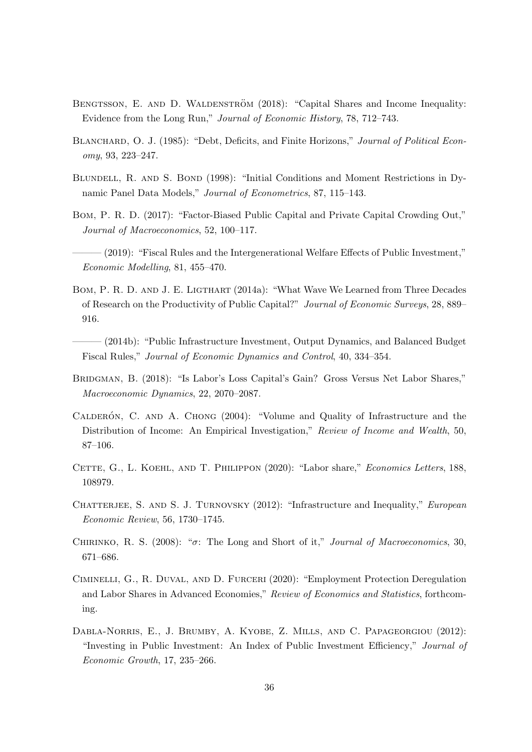Bengtsson, E. and D. Waldenström (2018): "Capital Shares and Income Inequality: Evidence from the Long Run," *Journal of Economic History*, 78, 712–743.

Blanchard, O. J. (1985): "Debt, Deficits, and Finite Horizons," *Journal of Political Economy*, 93, 223–247.

Blundell, R. and S. Bond (1998): "Initial Conditions and Moment Restrictions in Dynamic Panel Data Models," *Journal of Econometrics*, 87, 115–143.

Bom, P. R. D. (2017): "Factor-Biased Public Capital and Private Capital Crowding Out," *Journal of Macroeconomics*, 52, 100–117.

——— (2019): "Fiscal Rules and the Intergenerational Welfare Effects of Public Investment," *Economic Modelling*, 81, 455–470.

Bom, P. R. D. and J. E. Ligthart (2014a): "What Wave We Learned from Three Decades of Research on the Productivity of Public Capital?" *Journal of Economic Surveys*, 28, 889–916.

——— (2014b): "Public Infrastructure Investment, Output Dynamics, and Balanced Budget Fiscal Rules," *Journal of Economic Dynamics and Control*, 40, 334–354.

Bridgman, B. (2018): "Is Labor's Loss Capital's Gain? Gross Versus Net Labor Shares," *Macroeconomic Dynamics*, 22, 2070–2087.

Calderón, C. and A. Chong (2004): "Volume and Quality of Infrastructure and the Distribution of Income: An Empirical Investigation," *Review of Income and Wealth*, 50, 87–106.

Cette, G., L. Koehl, and T. Philippon (2020): "Labor share," *Economics Letters*, 188, 108979.

Chatterjee, S. and S. J. Turnovsky (2012): "Infrastructure and Inequality," *European Economic Review*, 56, 1730–1745.

Chirinko, R. S. (2008): "$\sigma$: The Long and Short of it," *Journal of Macroeconomics*, 30, 671–686.

Ciminelli, G., R. Duval, and D. Furceri (2020): "Employment Protection Deregulation and Labor Shares in Advanced Economies," *Review of Economics and Statistics*, forthcoming.

Dabla-Norris, E., J. Brumby, A. Kyobe, Z. Mills, and C. Papageorgiou (2012): "Investing in Public Investment: An Index of Public Investment Efficiency," *Journal of Economic Growth*, 17, 235–266.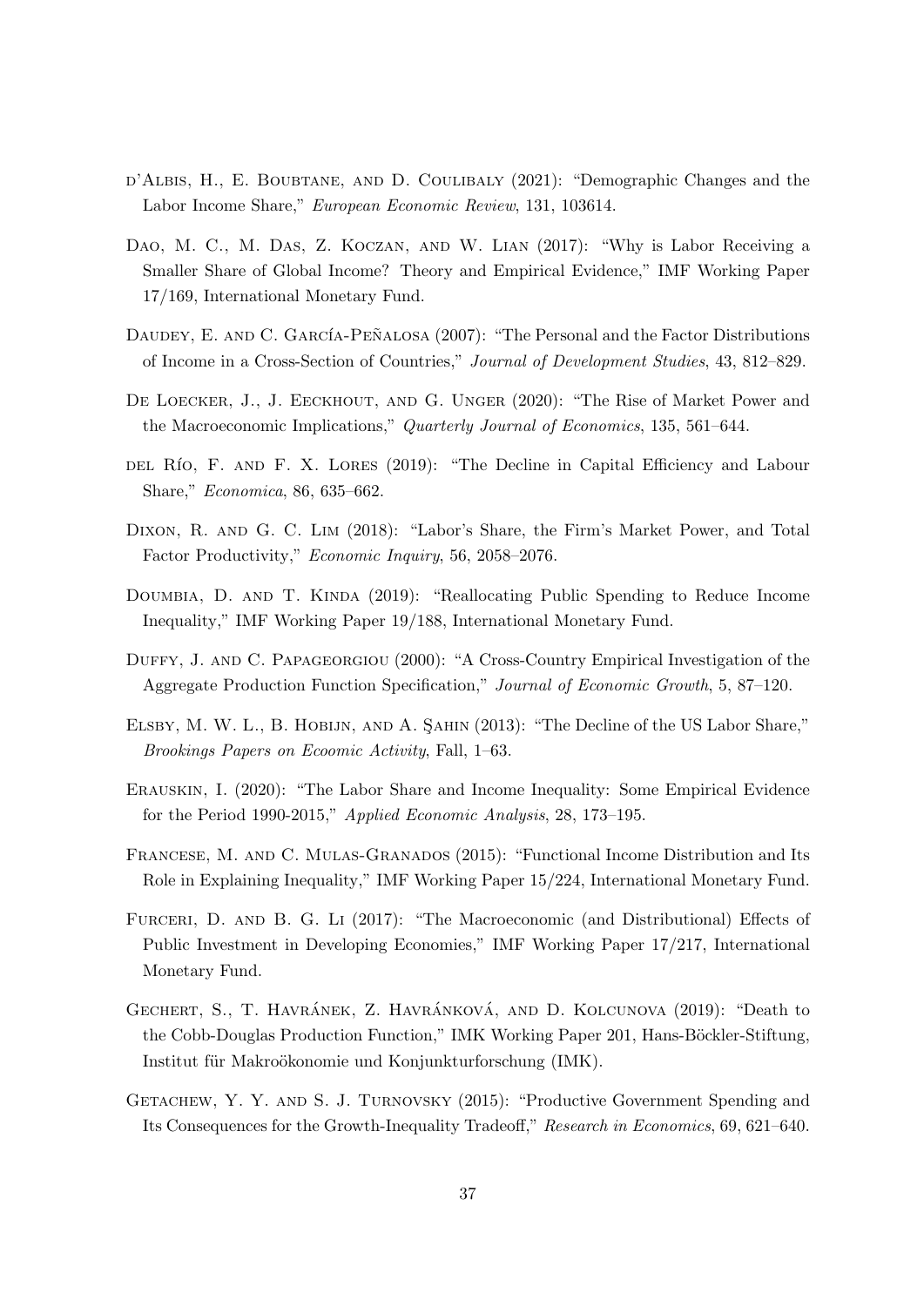d'Albis, H., E. Boubtane, and D. Coulibaly (2021): "Demographic Changes and the Labor Income Share," *European Economic Review*, 131, 103614.

Dao, M. C., M. Das, Z. Koczan, and W. Lian (2017): "Why is Labor Receiving a Smaller Share of Global Income? Theory and Empirical Evidence," IMF Working Paper 17/169, International Monetary Fund.

Daudey, E. and C. García-Peñalosa (2007): "The Personal and the Factor Distributions of Income in a Cross-Section of Countries," *Journal of Development Studies*, 43, 812–829.

De Loecker, J., J. Eeckhout, and G. Unger (2020): "The Rise of Market Power and the Macroeconomic Implications," *Quarterly Journal of Economics*, 135, 561–644.

del Río, F. and F. X. Lores (2019): "The Decline in Capital Efficiency and Labour Share," *Economica*, 86, 635–662.

Dixon, R. and G. C. Lim (2018): "Labor's Share, the Firm's Market Power, and Total Factor Productivity," *Economic Inquiry*, 56, 2058–2076.

Doumbia, D. and T. Kinda (2019): "Reallocating Public Spending to Reduce Income Inequality," IMF Working Paper 19/188, International Monetary Fund.

Duffy, J. and C. Papageorgiou (2000): "A Cross-Country Empirical Investigation of the Aggregate Production Function Specification," *Journal of Economic Growth*, 5, 87–120.

Elsby, M. W. L., B. Hobijn, and A. Şahin (2013): "The Decline of the US Labor Share," *Brookings Papers on Ecoomic Activity*, Fall, 1–63.

Erauskin, I. (2020): "The Labor Share and Income Inequality: Some Empirical Evidence for the Period 1990-2015," *Applied Economic Analysis*, 28, 173–195.

Francese, M. and C. Mulas-Granados (2015): "Functional Income Distribution and Its Role in Explaining Inequality," IMF Working Paper 15/224, International Monetary Fund.

Furceri, D. and B. G. Li (2017): "The Macroeconomic (and Distributional) Effects of Public Investment in Developing Economies," IMF Working Paper 17/217, International Monetary Fund.

Gechert, S., T. Havránek, Z. Havránková, and D. Kolcunova (2019): "Death to the Cobb-Douglas Production Function," IMK Working Paper 201, Hans-Böckler-Stiftung, Institut für Makroökonomie und Konjunkturforschung (IMK).

Getachew, Y. Y. and S. J. Turnovsky (2015): "Productive Government Spending and Its Consequences for the Growth-Inequality Tradeoff," *Research in Economics*, 69, 621–640.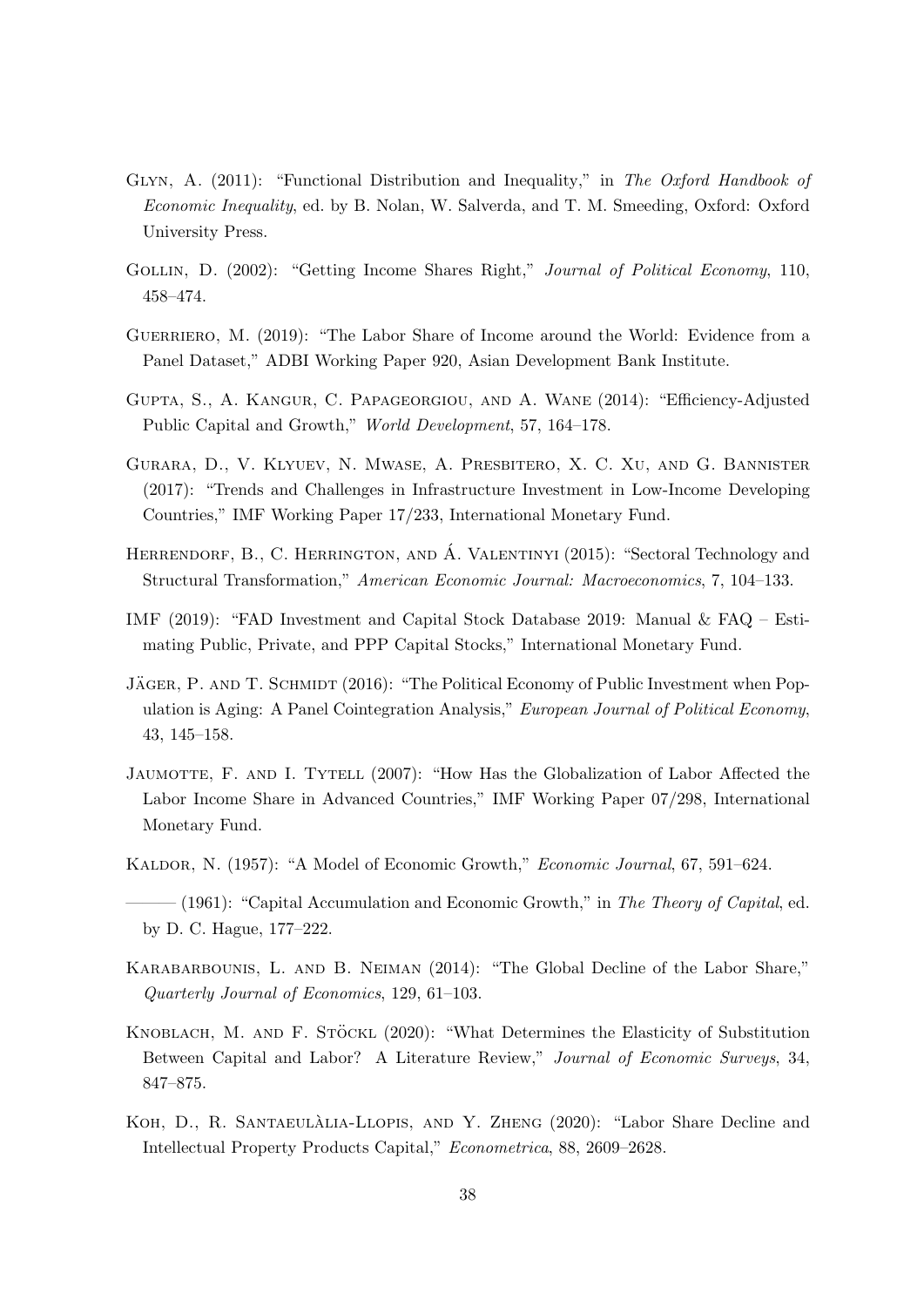Glyn, A. (2011): "Functional Distribution and Inequality," in *The Oxford Handbook of Economic Inequality*, ed. by B. Nolan, W. Salverda, and T. M. Smeeding, Oxford: Oxford University Press.

Gollin, D. (2002): "Getting Income Shares Right," *Journal of Political Economy*, 110, 458–474.

Guerriero, M. (2019): "The Labor Share of Income around the World: Evidence from a Panel Dataset," ADBI Working Paper 920, Asian Development Bank Institute.

Gupta, S., A. Kangur, C. Papageorgiou, and A. Wane (2014): "Efficiency-Adjusted Public Capital and Growth," *World Development*, 57, 164–178.

Gurara, D., V. Klyuev, N. Mwase, A. Presbitero, X. C. Xu, and G. Bannister (2017): "Trends and Challenges in Infrastructure Investment in Low-Income Developing Countries," IMF Working Paper 17/233, International Monetary Fund.

Herrendorf, B., C. Herrington, and Á. Valentinyi (2015): "Sectoral Technology and Structural Transformation," *American Economic Journal: Macroeconomics*, 7, 104–133.

IMF (2019): "FAD Investment and Capital Stock Database 2019: Manual & FAQ – Estimating Public, Private, and PPP Capital Stocks," International Monetary Fund.

Jäger, P. and T. Schmidt (2016): "The Political Economy of Public Investment when Population is Aging: A Panel Cointegration Analysis," *European Journal of Political Economy*, 43, 145–158.

Jaumotte, F. and I. Tytell (2007): "How Has the Globalization of Labor Affected the Labor Income Share in Advanced Countries," IMF Working Paper 07/298, International Monetary Fund.

Kaldor, N. (1957): "A Model of Economic Growth," *Economic Journal*, 67, 591–624.

——— (1961): "Capital Accumulation and Economic Growth," in *The Theory of Capital*, ed. by D. C. Hague, 177–222.

Karabarbounis, L. and B. Neiman (2014): "The Global Decline of the Labor Share," *Quarterly Journal of Economics*, 129, 61–103.

Knoblach, M. and F. Stöckl (2020): "What Determines the Elasticity of Substitution Between Capital and Labor? A Literature Review," *Journal of Economic Surveys*, 34, 847–875.

Koh, D., R. Santaeulàlia-Llopis, and Y. Zheng (2020): "Labor Share Decline and Intellectual Property Products Capital," *Econometrica*, 88, 2609–2628.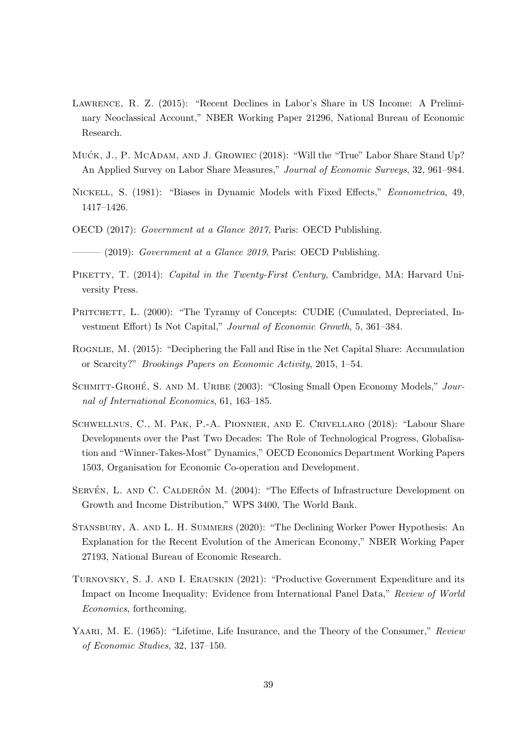Lawrence, R. Z. (2015): "Recent Declines in Labor's Share in US Income: A Preliminary Neoclassical Account," NBER Working Paper 21296, National Bureau of Economic Research.

Mućk, J., P. McAdam, and J. Growiec (2018): "Will the "True" Labor Share Stand Up? An Applied Survey on Labor Share Measures," *Journal of Economic Surveys*, 32, 961–984.

Nickell, S. (1981): "Biases in Dynamic Models with Fixed Effects," *Econometrica*, 49, 1417–1426.

OECD (2017): *Government at a Glance 2017*, Paris: OECD Publishing.

——— (2019): *Government at a Glance 2019*, Paris: OECD Publishing.

Piketty, T. (2014): *Capital in the Twenty-First Century*, Cambridge, MA: Harvard University Press.

Pritchett, L. (2000): "The Tyranny of Concepts: CUDIE (Cumulated, Depreciated, Investment Effort) Is Not Capital," *Journal of Economic Growth*, 5, 361–384.

Rognlie, M. (2015): "Deciphering the Fall and Rise in the Net Capital Share: Accumulation or Scarcity?" *Brookings Papers on Economic Activity*, 2015, 1–54.

Schmitt-Grohé, S. and M. Uribe (2003): "Closing Small Open Economy Models," *Journal of International Economics*, 61, 163–185.

Schwellnus, C., M. Pak, P.-A. Pionnier, and E. Crivellaro (2018): "Labour Share Developments over the Past Two Decades: The Role of Technological Progress, Globalisation and "Winner-Takes-Most" Dynamics," OECD Economics Department Working Papers 1503, Organisation for Economic Co-operation and Development.

Servén, L. and C. Calderón M. (2004): "The Effects of Infrastructure Development on Growth and Income Distribution," WPS 3400, The World Bank.

Stansbury, A. and L. H. Summers (2020): "The Declining Worker Power Hypothesis: An Explanation for the Recent Evolution of the American Economy," NBER Working Paper 27193, National Bureau of Economic Research.

Turnovsky, S. J. and I. Erauskin (2021): "Productive Government Expenditure and its Impact on Income Inequality: Evidence from International Panel Data," *Review of World Economics*, forthcoming.

Yaari, M. E. (1965): "Lifetime, Life Insurance, and the Theory of the Consumer," *Review of Economic Studies*, 32, 137–150.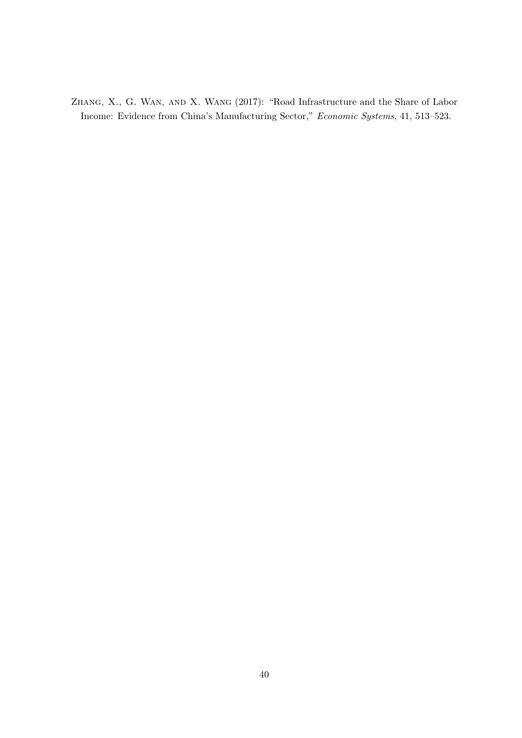Zhang, X., G. Wan, and X. Wang (2017): "Road Infrastructure and the Share of Labor Income: Evidence from China's Manufacturing Sector," *Economic Systems*, 41, 513–523.